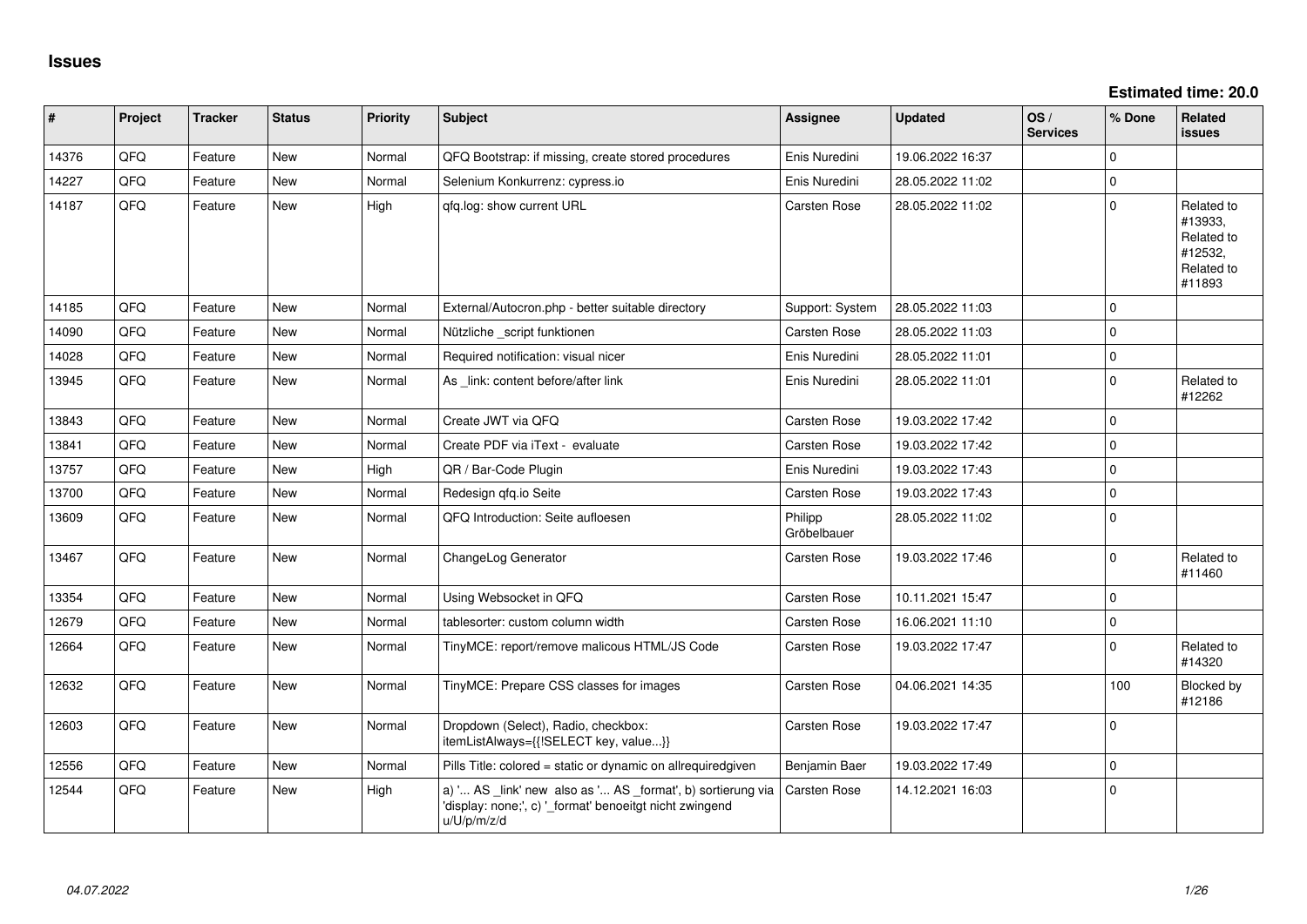# Issues

**Estimated time: 20.0**

| # | Project | Tracker | Status | Priority | Subject | Assignee | Updated | OS / Services | % Done | Related issues |
|---|---|---|---|---|---|---|---|---|---|---|
| 14376 | QFQ | Feature | New | Normal | QFQ Bootstrap: if missing, create stored procedures | Enis Nuredini | 19.06.2022 16:37 | | 0 | |
| 14227 | QFQ | Feature | New | Normal | Selenium Konkurrenz: cypress.io | Enis Nuredini | 28.05.2022 11:02 | | 0 | |
| 14187 | QFQ | Feature | New | High | qfq.log: show current URL | Carsten Rose | 28.05.2022 11:02 | | 0 | Related to #13933, Related to #12532, Related to #11893 |
| 14185 | QFQ | Feature | New | Normal | External/Autocron.php - better suitable directory | Support: System | 28.05.2022 11:03 | | 0 | |
| 14090 | QFQ | Feature | New | Normal | Nützliche _script funktionen | Carsten Rose | 28.05.2022 11:03 | | 0 | |
| 14028 | QFQ | Feature | New | Normal | Required notification: visual nicer | Enis Nuredini | 28.05.2022 11:01 | | 0 | |
| 13945 | QFQ | Feature | New | Normal | As _link: content before/after link | Enis Nuredini | 28.05.2022 11:01 | | 0 | Related to #12262 |
| 13843 | QFQ | Feature | New | Normal | Create JWT via QFQ | Carsten Rose | 19.03.2022 17:42 | | 0 | |
| 13841 | QFQ | Feature | New | Normal | Create PDF via iText - evaluate | Carsten Rose | 19.03.2022 17:42 | | 0 | |
| 13757 | QFQ | Feature | New | High | QR / Bar-Code Plugin | Enis Nuredini | 19.03.2022 17:43 | | 0 | |
| 13700 | QFQ | Feature | New | Normal | Redesign qfq.io Seite | Carsten Rose | 19.03.2022 17:43 | | 0 | |
| 13609 | QFQ | Feature | New | Normal | QFQ Introduction: Seite aufloesen | Philipp Gröbelbauer | 28.05.2022 11:02 | | 0 | |
| 13467 | QFQ | Feature | New | Normal | ChangeLog Generator | Carsten Rose | 19.03.2022 17:46 | | 0 | Related to #11460 |
| 13354 | QFQ | Feature | New | Normal | Using Websocket in QFQ | Carsten Rose | 10.11.2021 15:47 | | 0 | |
| 12679 | QFQ | Feature | New | Normal | tablesorter: custom column width | Carsten Rose | 16.06.2021 11:10 | | 0 | |
| 12664 | QFQ | Feature | New | Normal | TinyMCE: report/remove malicous HTML/JS Code | Carsten Rose | 19.03.2022 17:47 | | 0 | Related to #14320 |
| 12632 | QFQ | Feature | New | Normal | TinyMCE: Prepare CSS classes for images | Carsten Rose | 04.06.2021 14:35 | | 100 | Blocked by #12186 |
| 12603 | QFQ | Feature | New | Normal | Dropdown (Select), Radio, checkbox: itemListAlways={{!SELECT key, value...}} | Carsten Rose | 19.03.2022 17:47 | | 0 | |
| 12556 | QFQ | Feature | New | Normal | Pills Title: colored = static or dynamic on allrequiredgiven | Benjamin Baer | 19.03.2022 17:49 | | 0 | |
| 12544 | QFQ | Feature | New | High | a) '... AS _link' new also as '... AS _format', b) sortierung via 'display: none;', c) '_format' benoeitgt nicht zwingend u/U/p/m/z/d | Carsten Rose | 14.12.2021 16:03 | | 0 | |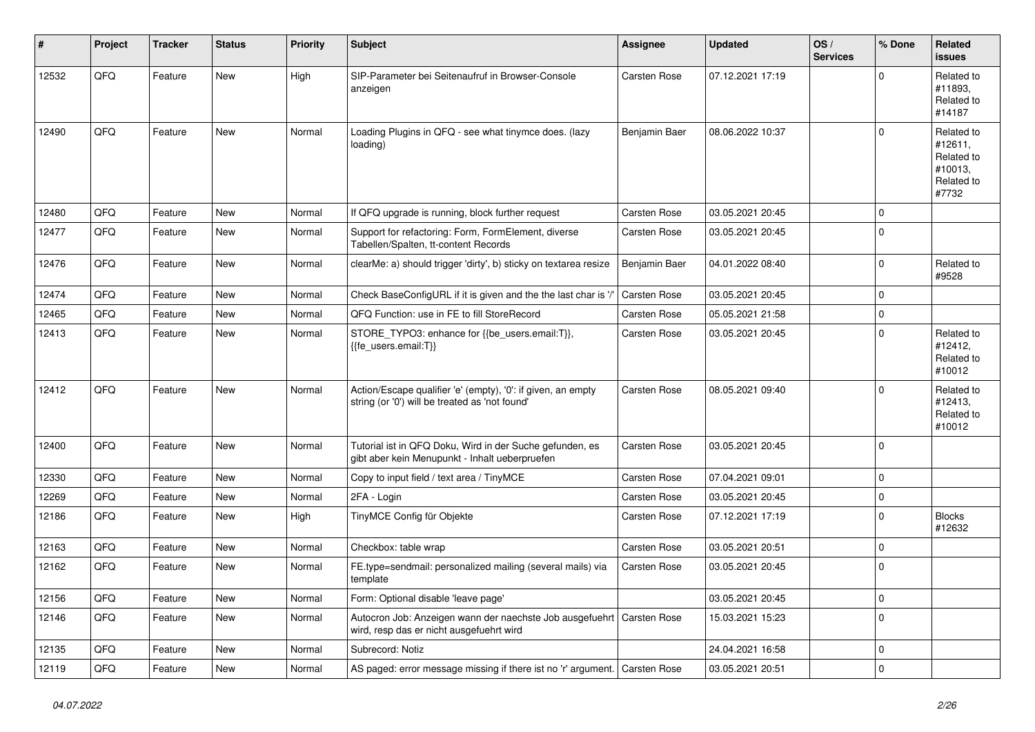| # | Project | Tracker | Status | Priority | Subject | Assignee | Updated | OS / Services | % Done | Related issues |
|---|---|---|---|---|---|---|---|---|---|---|
| 12532 | QFQ | Feature | New | High | SIP-Parameter bei Seitenaufruf in Browser-Console anzeigen | Carsten Rose | 07.12.2021 17:19 | | 0 | Related to #11893, Related to #14187 |
| 12490 | QFQ | Feature | New | Normal | Loading Plugins in QFQ - see what tinymce does. (lazy loading) | Benjamin Baer | 08.06.2022 10:37 | | 0 | Related to #12611, Related to #10013, Related to #7732 |
| 12480 | QFQ | Feature | New | Normal | If QFQ upgrade is running, block further request | Carsten Rose | 03.05.2021 20:45 | | 0 | |
| 12477 | QFQ | Feature | New | Normal | Support for refactoring: Form, FormElement, diverse Tabellen/Spalten, tt-content Records | Carsten Rose | 03.05.2021 20:45 | | 0 | |
| 12476 | QFQ | Feature | New | Normal | clearMe: a) should trigger 'dirty', b) sticky on textarea resize | Benjamin Baer | 04.01.2022 08:40 | | 0 | Related to #9528 |
| 12474 | QFQ | Feature | New | Normal | Check BaseConfigURL if it is given and the the last char is '/' | Carsten Rose | 03.05.2021 20:45 | | 0 | |
| 12465 | QFQ | Feature | New | Normal | QFQ Function: use in FE to fill StoreRecord | Carsten Rose | 05.05.2021 21:58 | | 0 | |
| 12413 | QFQ | Feature | New | Normal | STORE_TYPO3: enhance for {{be_users.email:T}}, {{fe_users.email:T}} | Carsten Rose | 03.05.2021 20:45 | | 0 | Related to #12412, Related to #10012 |
| 12412 | QFQ | Feature | New | Normal | Action/Escape qualifier 'e' (empty), '0': if given, an empty string (or '0') will be treated as 'not found' | Carsten Rose | 08.05.2021 09:40 | | 0 | Related to #12413, Related to #10012 |
| 12400 | QFQ | Feature | New | Normal | Tutorial ist in QFQ Doku, Wird in der Suche gefunden, es gibt aber kein Menupunkt - Inhalt ueberpruefen | Carsten Rose | 03.05.2021 20:45 | | 0 | |
| 12330 | QFQ | Feature | New | Normal | Copy to input field / text area / TinyMCE | Carsten Rose | 07.04.2021 09:01 | | 0 | |
| 12269 | QFQ | Feature | New | Normal | 2FA - Login | Carsten Rose | 03.05.2021 20:45 | | 0 | |
| 12186 | QFQ | Feature | New | High | TinyMCE Config für Objekte | Carsten Rose | 07.12.2021 17:19 | | 0 | Blocks #12632 |
| 12163 | QFQ | Feature | New | Normal | Checkbox: table wrap | Carsten Rose | 03.05.2021 20:51 | | 0 | |
| 12162 | QFQ | Feature | New | Normal | FE.type=sendmail: personalized mailing (several mails) via template | Carsten Rose | 03.05.2021 20:45 | | 0 | |
| 12156 | QFQ | Feature | New | Normal | Form: Optional disable 'leave page' | | 03.05.2021 20:45 | | 0 | |
| 12146 | QFQ | Feature | New | Normal | Autocron Job: Anzeigen wann der naechste Job ausgefuehrt wird, resp das er nicht ausgefuehrt wird | Carsten Rose | 15.03.2021 15:23 | | 0 | |
| 12135 | QFQ | Feature | New | Normal | Subrecord: Notiz | | 24.04.2021 16:58 | | 0 | |
| 12119 | QFQ | Feature | New | Normal | AS paged: error message missing if there ist no 'r' argument. | Carsten Rose | 03.05.2021 20:51 | | 0 | |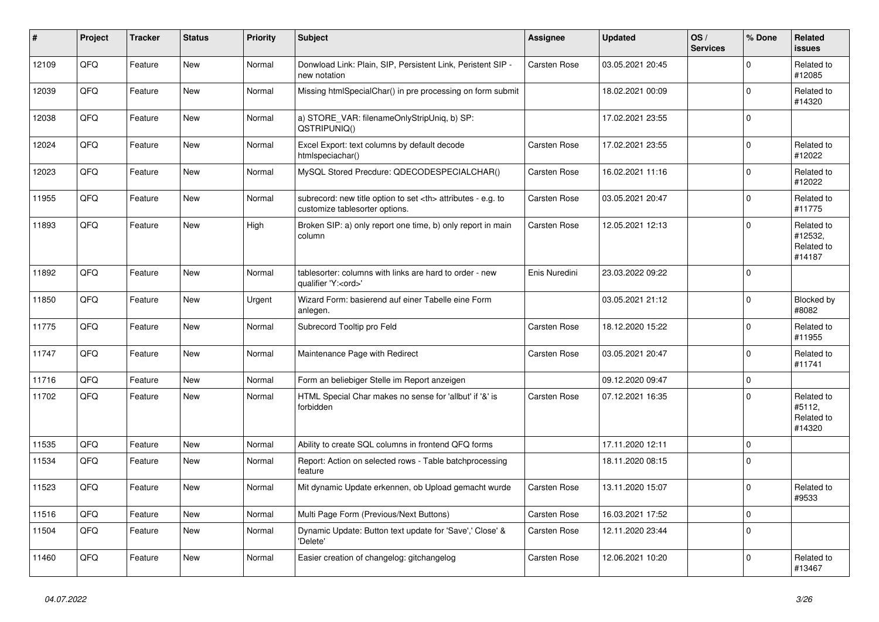| # | Project | Tracker | Status | Priority | Subject | Assignee | Updated | OS / Services | % Done | Related issues |
|---|---|---|---|---|---|---|---|---|---|---|
| 12109 | QFQ | Feature | New | Normal | Donwload Link: Plain, SIP, Persistent Link, Peristent SIP - new notation | Carsten Rose | 03.05.2021 20:45 | | 0 | Related to #12085 |
| 12039 | QFQ | Feature | New | Normal | Missing htmlSpecialChar() in pre processing on form submit | | 18.02.2021 00:09 | | 0 | Related to #14320 |
| 12038 | QFQ | Feature | New | Normal | a) STORE_VAR: filenameOnlyStripUniq, b) SP: QSTRIPUNIQ() | | 17.02.2021 23:55 | | 0 | |
| 12024 | QFQ | Feature | New | Normal | Excel Export: text columns by default decode htmlspeciachar() | Carsten Rose | 17.02.2021 23:55 | | 0 | Related to #12022 |
| 12023 | QFQ | Feature | New | Normal | MySQL Stored Precdure: QDECODESPECIALCHAR() | Carsten Rose | 16.02.2021 11:16 | | 0 | Related to #12022 |
| 11955 | QFQ | Feature | New | Normal | subrecord: new title option to set <th> attributes - e.g. to customize tablesorter options. | Carsten Rose | 03.05.2021 20:47 | | 0 | Related to #11775 |
| 11893 | QFQ | Feature | New | High | Broken SIP: a) only report one time, b) only report in main column | Carsten Rose | 12.05.2021 12:13 | | 0 | Related to #12532, Related to #14187 |
| 11892 | QFQ | Feature | New | Normal | tablesorter: columns with links are hard to order - new qualifier 'Y:<ord>' | Enis Nuredini | 23.03.2022 09:22 | | 0 | |
| 11850 | QFQ | Feature | New | Urgent | Wizard Form: basierend auf einer Tabelle eine Form anlegen. | | 03.05.2021 21:12 | | 0 | Blocked by #8082 |
| 11775 | QFQ | Feature | New | Normal | Subrecord Tooltip pro Feld | Carsten Rose | 18.12.2020 15:22 | | 0 | Related to #11955 |
| 11747 | QFQ | Feature | New | Normal | Maintenance Page with Redirect | Carsten Rose | 03.05.2021 20:47 | | 0 | Related to #11741 |
| 11716 | QFQ | Feature | New | Normal | Form an beliebiger Stelle im Report anzeigen | | 09.12.2020 09:47 | | 0 | |
| 11702 | QFQ | Feature | New | Normal | HTML Special Char makes no sense for 'allbut' if '&' is forbidden | Carsten Rose | 07.12.2021 16:35 | | 0 | Related to #5112, Related to #14320 |
| 11535 | QFQ | Feature | New | Normal | Ability to create SQL columns in frontend QFQ forms | | 17.11.2020 12:11 | | 0 | |
| 11534 | QFQ | Feature | New | Normal | Report: Action on selected rows - Table batchprocessing feature | | 18.11.2020 08:15 | | 0 | |
| 11523 | QFQ | Feature | New | Normal | Mit dynamic Update erkennen, ob Upload gemacht wurde | Carsten Rose | 13.11.2020 15:07 | | 0 | Related to #9533 |
| 11516 | QFQ | Feature | New | Normal | Multi Page Form (Previous/Next Buttons) | Carsten Rose | 16.03.2021 17:52 | | 0 | |
| 11504 | QFQ | Feature | New | Normal | Dynamic Update: Button text update for 'Save',' Close' & 'Delete' | Carsten Rose | 12.11.2020 23:44 | | 0 | |
| 11460 | QFQ | Feature | New | Normal | Easier creation of changelog: gitchangelog | Carsten Rose | 12.06.2021 10:20 | | 0 | Related to #13467 |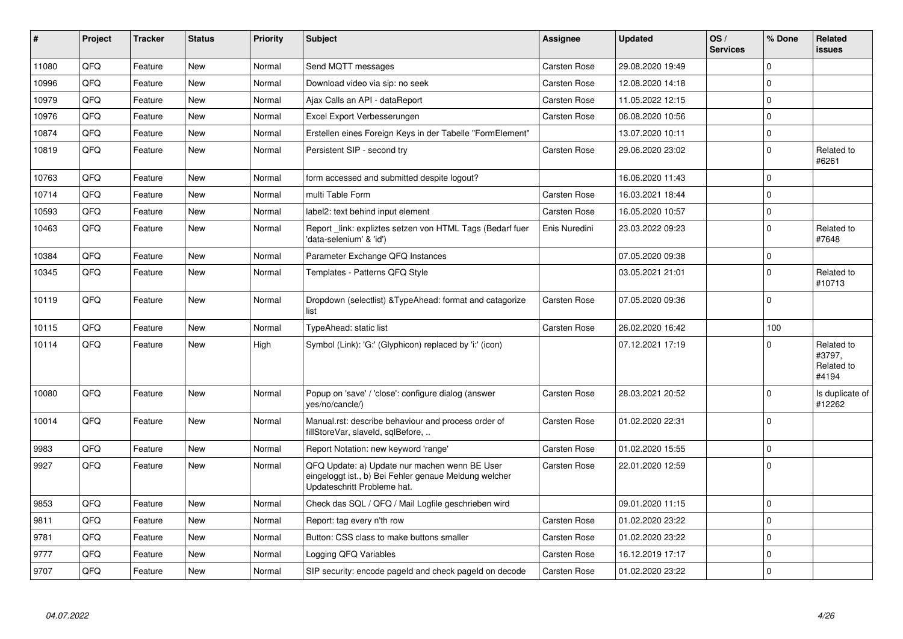| # | Project | Tracker | Status | Priority | Subject | Assignee | Updated | OS / Services | % Done | Related issues |
|---|---|---|---|---|---|---|---|---|---|---|
| 11080 | QFQ | Feature | New | Normal | Send MQTT messages | Carsten Rose | 29.08.2020 19:49 | | 0 | |
| 10996 | QFQ | Feature | New | Normal | Download video via sip: no seek | Carsten Rose | 12.08.2020 14:18 | | 0 | |
| 10979 | QFQ | Feature | New | Normal | Ajax Calls an API - dataReport | Carsten Rose | 11.05.2022 12:15 | | 0 | |
| 10976 | QFQ | Feature | New | Normal | Excel Export Verbesserungen | Carsten Rose | 06.08.2020 10:56 | | 0 | |
| 10874 | QFQ | Feature | New | Normal | Erstellen eines Foreign Keys in der Tabelle "FormElement" | | 13.07.2020 10:11 | | 0 | |
| 10819 | QFQ | Feature | New | Normal | Persistent SIP - second try | Carsten Rose | 29.06.2020 23:02 | | 0 | Related to #6261 |
| 10763 | QFQ | Feature | New | Normal | form accessed and submitted despite logout? | | 16.06.2020 11:43 | | 0 | |
| 10714 | QFQ | Feature | New | Normal | multi Table Form | Carsten Rose | 16.03.2021 18:44 | | 0 | |
| 10593 | QFQ | Feature | New | Normal | label2: text behind input element | Carsten Rose | 16.05.2020 10:57 | | 0 | |
| 10463 | QFQ | Feature | New | Normal | Report _link: expliztes setzen von HTML Tags (Bedarf fuer 'data-selenium' & 'id') | Enis Nuredini | 23.03.2022 09:23 | | 0 | Related to #7648 |
| 10384 | QFQ | Feature | New | Normal | Parameter Exchange QFQ Instances | | 07.05.2020 09:38 | | 0 | |
| 10345 | QFQ | Feature | New | Normal | Templates - Patterns QFQ Style | | 03.05.2021 21:01 | | 0 | Related to #10713 |
| 10119 | QFQ | Feature | New | Normal | Dropdown (selectlist) &TypeAhead: format and catagorize list | Carsten Rose | 07.05.2020 09:36 | | 0 | |
| 10115 | QFQ | Feature | New | Normal | TypeAhead: static list | Carsten Rose | 26.02.2020 16:42 | | 100 | |
| 10114 | QFQ | Feature | New | High | Symbol (Link): 'G:' (Glyphicon) replaced by 'i:' (icon) | | 07.12.2021 17:19 | | 0 | Related to #3797, Related to #4194 |
| 10080 | QFQ | Feature | New | Normal | Popup on 'save' / 'close': configure dialog (answer yes/no/cancle/) | Carsten Rose | 28.03.2021 20:52 | | 0 | Is duplicate of #12262 |
| 10014 | QFQ | Feature | New | Normal | Manual.rst: describe behaviour and process order of fillStoreVar, slaveId, sqlBefore, .. | Carsten Rose | 01.02.2020 22:31 | | 0 | |
| 9983 | QFQ | Feature | New | Normal | Report Notation: new keyword 'range' | Carsten Rose | 01.02.2020 15:55 | | 0 | |
| 9927 | QFQ | Feature | New | Normal | QFQ Update: a) Update nur machen wenn BE User eingeloggt ist., b) Bei Fehler genaue Meldung welcher Updateschritt Probleme hat. | Carsten Rose | 22.01.2020 12:59 | | 0 | |
| 9853 | QFQ | Feature | New | Normal | Check das SQL / QFQ / Mail Logfile geschrieben wird | | 09.01.2020 11:15 | | 0 | |
| 9811 | QFQ | Feature | New | Normal | Report: tag every n'th row | Carsten Rose | 01.02.2020 23:22 | | 0 | |
| 9781 | QFQ | Feature | New | Normal | Button: CSS class to make buttons smaller | Carsten Rose | 01.02.2020 23:22 | | 0 | |
| 9777 | QFQ | Feature | New | Normal | Logging QFQ Variables | Carsten Rose | 16.12.2019 17:17 | | 0 | |
| 9707 | QFQ | Feature | New | Normal | SIP security: encode pageId and check pageId on decode | Carsten Rose | 01.02.2020 23:22 | | 0 | |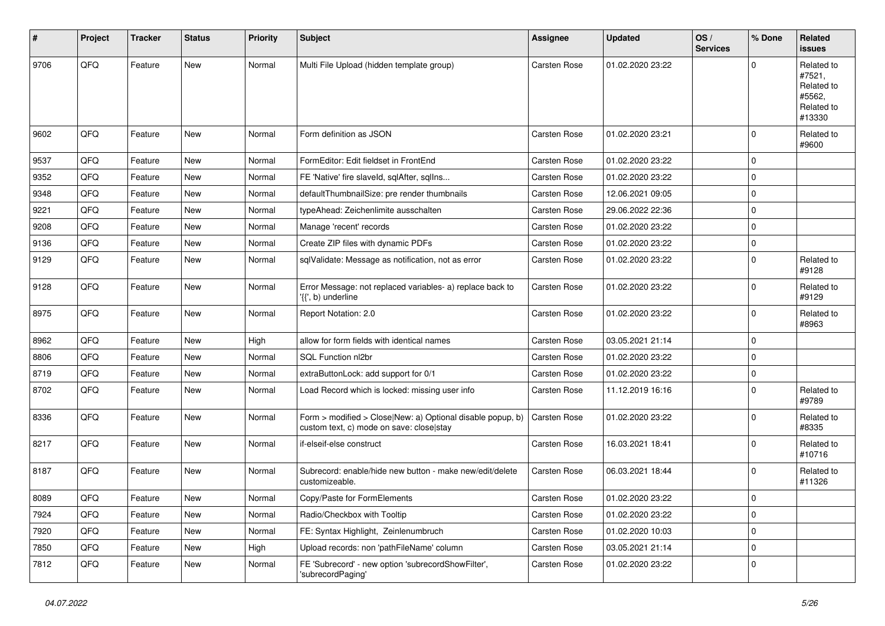| # | Project | Tracker | Status | Priority | Subject | Assignee | Updated | OS / Services | % Done | Related issues |
|---|---|---|---|---|---|---|---|---|---|---|
| 9706 | QFQ | Feature | New | Normal | Multi File Upload (hidden template group) | Carsten Rose | 01.02.2020 23:22 | | 0 | Related to #7521, Related to #5562, Related to #13330 |
| 9602 | QFQ | Feature | New | Normal | Form definition as JSON | Carsten Rose | 01.02.2020 23:21 | | 0 | Related to #9600 |
| 9537 | QFQ | Feature | New | Normal | FormEditor: Edit fieldset in FrontEnd | Carsten Rose | 01.02.2020 23:22 | | 0 | |
| 9352 | QFQ | Feature | New | Normal | FE 'Native' fire slaveId, sqlAfter, sqlIns... | Carsten Rose | 01.02.2020 23:22 | | 0 | |
| 9348 | QFQ | Feature | New | Normal | defaultThumbnailSize: pre render thumbnails | Carsten Rose | 12.06.2021 09:05 | | 0 | |
| 9221 | QFQ | Feature | New | Normal | typeAhead: Zeichenlimite ausschalten | Carsten Rose | 29.06.2022 22:36 | | 0 | |
| 9208 | QFQ | Feature | New | Normal | Manage 'recent' records | Carsten Rose | 01.02.2020 23:22 | | 0 | |
| 9136 | QFQ | Feature | New | Normal | Create ZIP files with dynamic PDFs | Carsten Rose | 01.02.2020 23:22 | | 0 | |
| 9129 | QFQ | Feature | New | Normal | sqlValidate: Message as notification, not as error | Carsten Rose | 01.02.2020 23:22 | | 0 | Related to #9128 |
| 9128 | QFQ | Feature | New | Normal | Error Message: not replaced variables- a) replace back to '{{', b) underline | Carsten Rose | 01.02.2020 23:22 | | 0 | Related to #9129 |
| 8975 | QFQ | Feature | New | Normal | Report Notation: 2.0 | Carsten Rose | 01.02.2020 23:22 | | 0 | Related to #8963 |
| 8962 | QFQ | Feature | New | High | allow for form fields with identical names | Carsten Rose | 03.05.2021 21:14 | | 0 | |
| 8806 | QFQ | Feature | New | Normal | SQL Function nl2br | Carsten Rose | 01.02.2020 23:22 | | 0 | |
| 8719 | QFQ | Feature | New | Normal | extraButtonLock: add support for 0/1 | Carsten Rose | 01.02.2020 23:22 | | 0 | |
| 8702 | QFQ | Feature | New | Normal | Load Record which is locked: missing user info | Carsten Rose | 11.12.2019 16:16 | | 0 | Related to #9789 |
| 8336 | QFQ | Feature | New | Normal | Form > modified > Close\|New: a) Optional disable popup, b) custom text, c) mode on save: close\|stay | Carsten Rose | 01.02.2020 23:22 | | 0 | Related to #8335 |
| 8217 | QFQ | Feature | New | Normal | if-elseif-else construct | Carsten Rose | 16.03.2021 18:41 | | 0 | Related to #10716 |
| 8187 | QFQ | Feature | New | Normal | Subrecord: enable/hide new button - make new/edit/delete customizeable. | Carsten Rose | 06.03.2021 18:44 | | 0 | Related to #11326 |
| 8089 | QFQ | Feature | New | Normal | Copy/Paste for FormElements | Carsten Rose | 01.02.2020 23:22 | | 0 | |
| 7924 | QFQ | Feature | New | Normal | Radio/Checkbox with Tooltip | Carsten Rose | 01.02.2020 23:22 | | 0 | |
| 7920 | QFQ | Feature | New | Normal | FE: Syntax Highlight, Zeinlenumbruch | Carsten Rose | 01.02.2020 10:03 | | 0 | |
| 7850 | QFQ | Feature | New | High | Upload records: non 'pathFileName' column | Carsten Rose | 03.05.2021 21:14 | | 0 | |
| 7812 | QFQ | Feature | New | Normal | FE 'Subrecord' - new option 'subrecordShowFilter', 'subrecordPaging' | Carsten Rose | 01.02.2020 23:22 | | 0 | |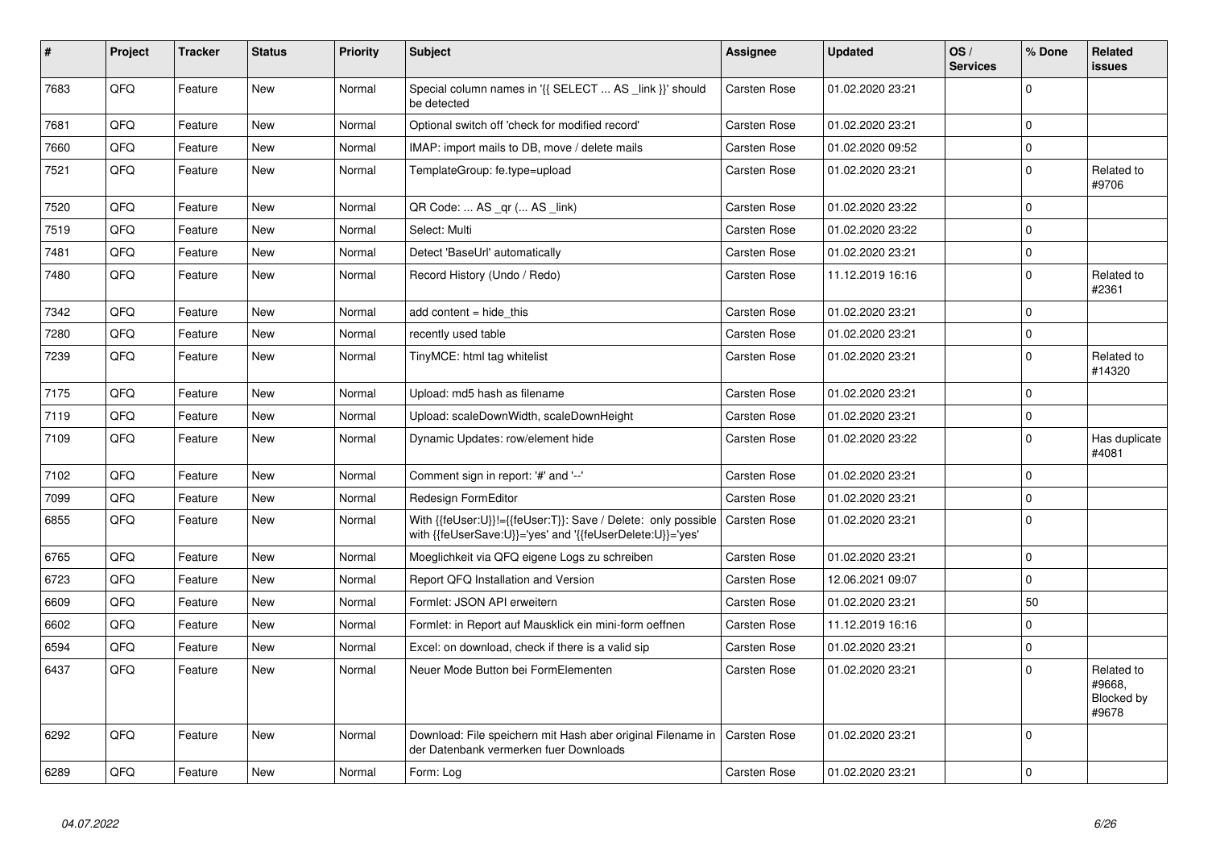| # | Project | Tracker | Status | Priority | Subject | Assignee | Updated | OS / Services | % Done | Related issues |
|---|---|---|---|---|---|---|---|---|---|---|
| 7683 | QFQ | Feature | New | Normal | Special column names in '{{ SELECT ... AS _link }}' should be detected | Carsten Rose | 01.02.2020 23:21 | | 0 | |
| 7681 | QFQ | Feature | New | Normal | Optional switch off 'check for modified record' | Carsten Rose | 01.02.2020 23:21 | | 0 | |
| 7660 | QFQ | Feature | New | Normal | IMAP: import mails to DB, move / delete mails | Carsten Rose | 01.02.2020 09:52 | | 0 | |
| 7521 | QFQ | Feature | New | Normal | TemplateGroup: fe.type=upload | Carsten Rose | 01.02.2020 23:21 | | 0 | Related to #9706 |
| 7520 | QFQ | Feature | New | Normal | QR Code: ... AS _qr (... AS _link) | Carsten Rose | 01.02.2020 23:22 | | 0 | |
| 7519 | QFQ | Feature | New | Normal | Select: Multi | Carsten Rose | 01.02.2020 23:22 | | 0 | |
| 7481 | QFQ | Feature | New | Normal | Detect 'BaseUrl' automatically | Carsten Rose | 01.02.2020 23:21 | | 0 | |
| 7480 | QFQ | Feature | New | Normal | Record History (Undo / Redo) | Carsten Rose | 11.12.2019 16:16 | | 0 | Related to #2361 |
| 7342 | QFQ | Feature | New | Normal | add content = hide_this | Carsten Rose | 01.02.2020 23:21 | | 0 | |
| 7280 | QFQ | Feature | New | Normal | recently used table | Carsten Rose | 01.02.2020 23:21 | | 0 | |
| 7239 | QFQ | Feature | New | Normal | TinyMCE: html tag whitelist | Carsten Rose | 01.02.2020 23:21 | | 0 | Related to #14320 |
| 7175 | QFQ | Feature | New | Normal | Upload: md5 hash as filename | Carsten Rose | 01.02.2020 23:21 | | 0 | |
| 7119 | QFQ | Feature | New | Normal | Upload: scaleDownWidth, scaleDownHeight | Carsten Rose | 01.02.2020 23:21 | | 0 | |
| 7109 | QFQ | Feature | New | Normal | Dynamic Updates: row/element hide | Carsten Rose | 01.02.2020 23:22 | | 0 | Has duplicate #4081 |
| 7102 | QFQ | Feature | New | Normal | Comment sign in report: '#' and '--' | Carsten Rose | 01.02.2020 23:21 | | 0 | |
| 7099 | QFQ | Feature | New | Normal | Redesign FormEditor | Carsten Rose | 01.02.2020 23:21 | | 0 | |
| 6855 | QFQ | Feature | New | Normal | With {{feUser:U}}!={{feUser:T}}: Save / Delete: only possible with {{feUserSave:U}}='yes' and '{{feUserDelete:U}}='yes' | Carsten Rose | 01.02.2020 23:21 | | 0 | |
| 6765 | QFQ | Feature | New | Normal | Moeglichkeit via QFQ eigene Logs zu schreiben | Carsten Rose | 01.02.2020 23:21 | | 0 | |
| 6723 | QFQ | Feature | New | Normal | Report QFQ Installation and Version | Carsten Rose | 12.06.2021 09:07 | | 0 | |
| 6609 | QFQ | Feature | New | Normal | Formlet: JSON API erweitern | Carsten Rose | 01.02.2020 23:21 | | 50 | |
| 6602 | QFQ | Feature | New | Normal | Formlet: in Report auf Mausklick ein mini-form oeffnen | Carsten Rose | 11.12.2019 16:16 | | 0 | |
| 6594 | QFQ | Feature | New | Normal | Excel: on download, check if there is a valid sip | Carsten Rose | 01.02.2020 23:21 | | 0 | |
| 6437 | QFQ | Feature | New | Normal | Neuer Mode Button bei FormElementen | Carsten Rose | 01.02.2020 23:21 | | 0 | Related to #9668, Blocked by #9678 |
| 6292 | QFQ | Feature | New | Normal | Download: File speichern mit Hash aber original Filename in der Datenbank vermerken fuer Downloads | Carsten Rose | 01.02.2020 23:21 | | 0 | |
| 6289 | QFQ | Feature | New | Normal | Form: Log | Carsten Rose | 01.02.2020 23:21 | | 0 | |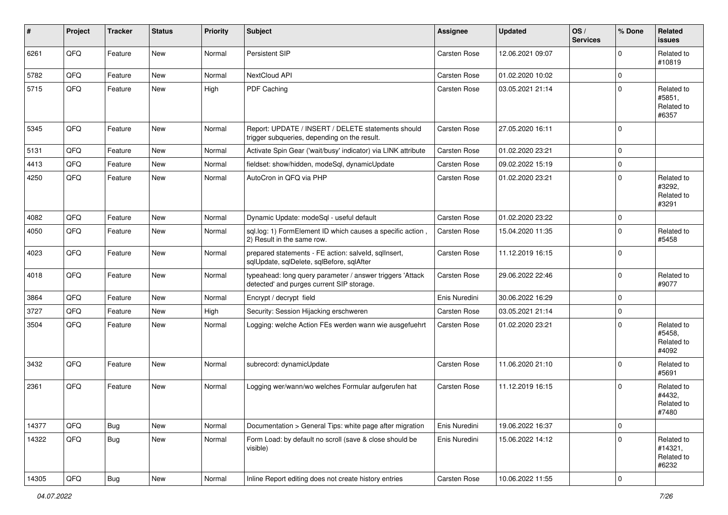| # | Project | Tracker | Status | Priority | Subject | Assignee | Updated | OS / Services | % Done | Related issues |
|---|---|---|---|---|---|---|---|---|---|---|
| 6261 | QFQ | Feature | New | Normal | Persistent SIP | Carsten Rose | 12.06.2021 09:07 | | 0 | Related to #10819 |
| 5782 | QFQ | Feature | New | Normal | NextCloud API | Carsten Rose | 01.02.2020 10:02 | | 0 | |
| 5715 | QFQ | Feature | New | High | PDF Caching | Carsten Rose | 03.05.2021 21:14 | | 0 | Related to #5851, Related to #6357 |
| 5345 | QFQ | Feature | New | Normal | Report: UPDATE / INSERT / DELETE statements should trigger subqueries, depending on the result. | Carsten Rose | 27.05.2020 16:11 | | 0 | |
| 5131 | QFQ | Feature | New | Normal | Activate Spin Gear ('wait/busy' indicator) via LINK attribute | Carsten Rose | 01.02.2020 23:21 | | 0 | |
| 4413 | QFQ | Feature | New | Normal | fieldset: show/hidden, modeSql, dynamicUpdate | Carsten Rose | 09.02.2022 15:19 | | 0 | |
| 4250 | QFQ | Feature | New | Normal | AutoCron in QFQ via PHP | Carsten Rose | 01.02.2020 23:21 | | 0 | Related to #3292, Related to #3291 |
| 4082 | QFQ | Feature | New | Normal | Dynamic Update: modeSql - useful default | Carsten Rose | 01.02.2020 23:22 | | 0 | |
| 4050 | QFQ | Feature | New | Normal | sql.log: 1) FormElement ID which causes a specific action , 2) Result in the same row. | Carsten Rose | 15.04.2020 11:35 | | 0 | Related to #5458 |
| 4023 | QFQ | Feature | New | Normal | prepared statements - FE action: salveld, sqlInsert, sqlUpdate, sqlDelete, sqlBefore, sqlAfter | Carsten Rose | 11.12.2019 16:15 | | 0 | |
| 4018 | QFQ | Feature | New | Normal | typeahead: long query parameter / answer triggers 'Attack detected' and purges current SIP storage. | Carsten Rose | 29.06.2022 22:46 | | 0 | Related to #9077 |
| 3864 | QFQ | Feature | New | Normal | Encrypt / decrypt field | Enis Nuredini | 30.06.2022 16:29 | | 0 | |
| 3727 | QFQ | Feature | New | High | Security: Session Hijacking erschweren | Carsten Rose | 03.05.2021 21:14 | | 0 | |
| 3504 | QFQ | Feature | New | Normal | Logging: welche Action FEs werden wann wie ausgefuehrt | Carsten Rose | 01.02.2020 23:21 | | 0 | Related to #5458, Related to #4092 |
| 3432 | QFQ | Feature | New | Normal | subrecord: dynamicUpdate | Carsten Rose | 11.06.2020 21:10 | | 0 | Related to #5691 |
| 2361 | QFQ | Feature | New | Normal | Logging wer/wann/wo welches Formular aufgerufen hat | Carsten Rose | 11.12.2019 16:15 | | 0 | Related to #4432, Related to #7480 |
| 14377 | QFQ | Bug | New | Normal | Documentation > General Tips: white page after migration | Enis Nuredini | 19.06.2022 16:37 | | 0 | |
| 14322 | QFQ | Bug | New | Normal | Form Load: by default no scroll (save & close should be visible) | Enis Nuredini | 15.06.2022 14:12 | | 0 | Related to #14321, Related to #6232 |
| 14305 | QFQ | Bug | New | Normal | Inline Report editing does not create history entries | Carsten Rose | 10.06.2022 11:55 | | 0 | |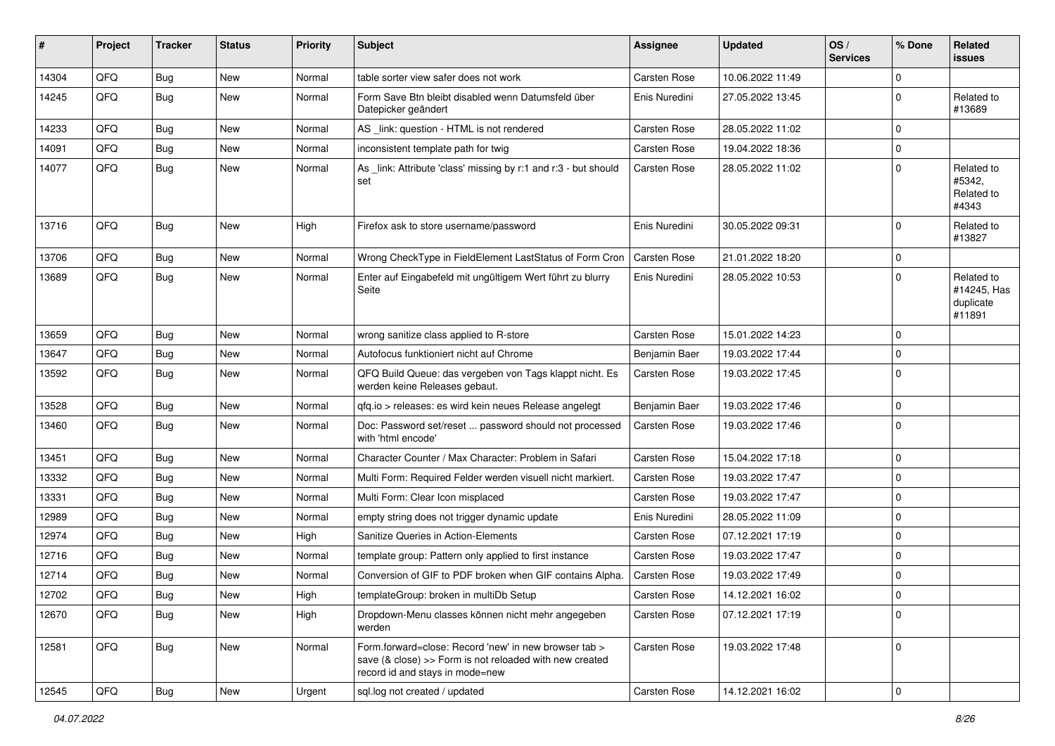| # | Project | Tracker | Status | Priority | Subject | Assignee | Updated | OS / Services | % Done | Related issues |
|---|---|---|---|---|---|---|---|---|---|---|
| 14304 | QFQ | Bug | New | Normal | table sorter view safer does not work | Carsten Rose | 10.06.2022 11:49 | | 0 | |
| 14245 | QFQ | Bug | New | Normal | Form Save Btn bleibt disabled wenn Datumsfeld über Datepicker geändert | Enis Nuredini | 27.05.2022 13:45 | | 0 | Related to #13689 |
| 14233 | QFQ | Bug | New | Normal | AS _link: question - HTML is not rendered | Carsten Rose | 28.05.2022 11:02 | | 0 | |
| 14091 | QFQ | Bug | New | Normal | inconsistent template path for twig | Carsten Rose | 19.04.2022 18:36 | | 0 | |
| 14077 | QFQ | Bug | New | Normal | As _link: Attribute 'class' missing by r:1 and r:3 - but should set | Carsten Rose | 28.05.2022 11:02 | | 0 | Related to #5342, Related to #4343 |
| 13716 | QFQ | Bug | New | High | Firefox ask to store username/password | Enis Nuredini | 30.05.2022 09:31 | | 0 | Related to #13827 |
| 13706 | QFQ | Bug | New | Normal | Wrong CheckType in FieldElement LastStatus of Form Cron | Carsten Rose | 21.01.2022 18:20 | | 0 | |
| 13689 | QFQ | Bug | New | Normal | Enter auf Eingabefeld mit ungültigem Wert führt zu blurry Seite | Enis Nuredini | 28.05.2022 10:53 | | 0 | Related to #14245, Has duplicate #11891 |
| 13659 | QFQ | Bug | New | Normal | wrong sanitize class applied to R-store | Carsten Rose | 15.01.2022 14:23 | | 0 | |
| 13647 | QFQ | Bug | New | Normal | Autofocus funktioniert nicht auf Chrome | Benjamin Baer | 19.03.2022 17:44 | | 0 | |
| 13592 | QFQ | Bug | New | Normal | QFQ Build Queue: das vergeben von Tags klappt nicht. Es werden keine Releases gebaut. | Carsten Rose | 19.03.2022 17:45 | | 0 | |
| 13528 | QFQ | Bug | New | Normal | qfq.io > releases: es wird kein neues Release angelegt | Benjamin Baer | 19.03.2022 17:46 | | 0 | |
| 13460 | QFQ | Bug | New | Normal | Doc: Password set/reset ... password should not processed with 'html encode' | Carsten Rose | 19.03.2022 17:46 | | 0 | |
| 13451 | QFQ | Bug | New | Normal | Character Counter / Max Character: Problem in Safari | Carsten Rose | 15.04.2022 17:18 | | 0 | |
| 13332 | QFQ | Bug | New | Normal | Multi Form: Required Felder werden visuell nicht markiert. | Carsten Rose | 19.03.2022 17:47 | | 0 | |
| 13331 | QFQ | Bug | New | Normal | Multi Form: Clear Icon misplaced | Carsten Rose | 19.03.2022 17:47 | | 0 | |
| 12989 | QFQ | Bug | New | Normal | empty string does not trigger dynamic update | Enis Nuredini | 28.05.2022 11:09 | | 0 | |
| 12974 | QFQ | Bug | New | High | Sanitize Queries in Action-Elements | Carsten Rose | 07.12.2021 17:19 | | 0 | |
| 12716 | QFQ | Bug | New | Normal | template group: Pattern only applied to first instance | Carsten Rose | 19.03.2022 17:47 | | 0 | |
| 12714 | QFQ | Bug | New | Normal | Conversion of GIF to PDF broken when GIF contains Alpha. | Carsten Rose | 19.03.2022 17:49 | | 0 | |
| 12702 | QFQ | Bug | New | High | templateGroup: broken in multiDb Setup | Carsten Rose | 14.12.2021 16:02 | | 0 | |
| 12670 | QFQ | Bug | New | High | Dropdown-Menu classes können nicht mehr angegeben werden | Carsten Rose | 07.12.2021 17:19 | | 0 | |
| 12581 | QFQ | Bug | New | Normal | Form.forward=close: Record 'new' in new browser tab > save (& close) >> Form is not reloaded with new created record id and stays in mode=new | Carsten Rose | 19.03.2022 17:48 | | 0 | |
| 12545 | QFQ | Bug | New | Urgent | sql.log not created / updated | Carsten Rose | 14.12.2021 16:02 | | 0 | |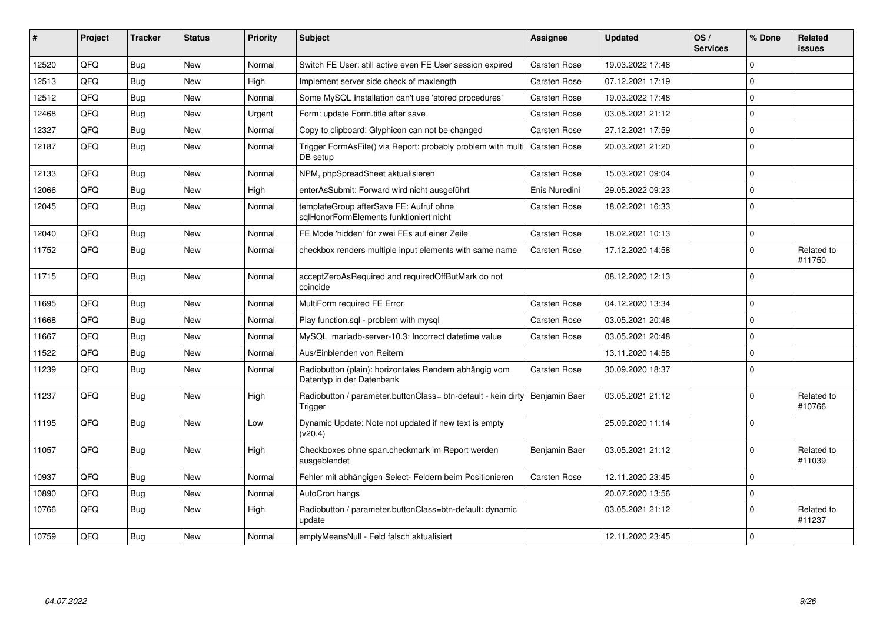| # | Project | Tracker | Status | Priority | Subject | Assignee | Updated | OS / Services | % Done | Related issues |
|---|---|---|---|---|---|---|---|---|---|---|
| 12520 | QFQ | Bug | New | Normal | Switch FE User: still active even FE User session expired | Carsten Rose | 19.03.2022 17:48 | | 0 | |
| 12513 | QFQ | Bug | New | High | Implement server side check of maxlength | Carsten Rose | 07.12.2021 17:19 | | 0 | |
| 12512 | QFQ | Bug | New | Normal | Some MySQL Installation can't use 'stored procedures' | Carsten Rose | 19.03.2022 17:48 | | 0 | |
| 12468 | QFQ | Bug | New | Urgent | Form: update Form.title after save | Carsten Rose | 03.05.2021 21:12 | | 0 | |
| 12327 | QFQ | Bug | New | Normal | Copy to clipboard: Glyphicon can not be changed | Carsten Rose | 27.12.2021 17:59 | | 0 | |
| 12187 | QFQ | Bug | New | Normal | Trigger FormAsFile() via Report: probably problem with multi DB setup | Carsten Rose | 20.03.2021 21:20 | | 0 | |
| 12133 | QFQ | Bug | New | Normal | NPM, phpSpreadSheet aktualisieren | Carsten Rose | 15.03.2021 09:04 | | 0 | |
| 12066 | QFQ | Bug | New | High | enterAsSubmit: Forward wird nicht ausgeführt | Enis Nuredini | 29.05.2022 09:23 | | 0 | |
| 12045 | QFQ | Bug | New | Normal | templateGroup afterSave FE: Aufruf ohne sqlHonorFormElements funktioniert nicht | Carsten Rose | 18.02.2021 16:33 | | 0 | |
| 12040 | QFQ | Bug | New | Normal | FE Mode 'hidden' für zwei FEs auf einer Zeile | Carsten Rose | 18.02.2021 10:13 | | 0 | |
| 11752 | QFQ | Bug | New | Normal | checkbox renders multiple input elements with same name | Carsten Rose | 17.12.2020 14:58 | | 0 | Related to #11750 |
| 11715 | QFQ | Bug | New | Normal | acceptZeroAsRequired and requiredOffButMark do not coincide | | 08.12.2020 12:13 | | 0 | |
| 11695 | QFQ | Bug | New | Normal | MultiForm required FE Error | Carsten Rose | 04.12.2020 13:34 | | 0 | |
| 11668 | QFQ | Bug | New | Normal | Play function.sql - problem with mysql | Carsten Rose | 03.05.2021 20:48 | | 0 | |
| 11667 | QFQ | Bug | New | Normal | MySQL mariadb-server-10.3: Incorrect datetime value | Carsten Rose | 03.05.2021 20:48 | | 0 | |
| 11522 | QFQ | Bug | New | Normal | Aus/Einblenden von Reitern | | 13.11.2020 14:58 | | 0 | |
| 11239 | QFQ | Bug | New | Normal | Radiobutton (plain): horizontales Rendern abhängig vom Datentyp in der Datenbank | Carsten Rose | 30.09.2020 18:37 | | 0 | |
| 11237 | QFQ | Bug | New | High | Radiobutton / parameter.buttonClass= btn-default - kein dirty Trigger | Benjamin Baer | 03.05.2021 21:12 | | 0 | Related to #10766 |
| 11195 | QFQ | Bug | New | Low | Dynamic Update: Note not updated if new text is empty (v20.4) | | 25.09.2020 11:14 | | 0 | |
| 11057 | QFQ | Bug | New | High | Checkboxes ohne span.checkmark im Report werden ausgeblendet | Benjamin Baer | 03.05.2021 21:12 | | 0 | Related to #11039 |
| 10937 | QFQ | Bug | New | Normal | Fehler mit abhängigen Select- Feldern beim Positionieren | Carsten Rose | 12.11.2020 23:45 | | 0 | |
| 10890 | QFQ | Bug | New | Normal | AutoCron hangs | | 20.07.2020 13:56 | | 0 | |
| 10766 | QFQ | Bug | New | High | Radiobutton / parameter.buttonClass=btn-default: dynamic update | | 03.05.2021 21:12 | | 0 | Related to #11237 |
| 10759 | QFQ | Bug | New | Normal | emptyMeansNull - Feld falsch aktualisiert | | 12.11.2020 23:45 | | 0 | |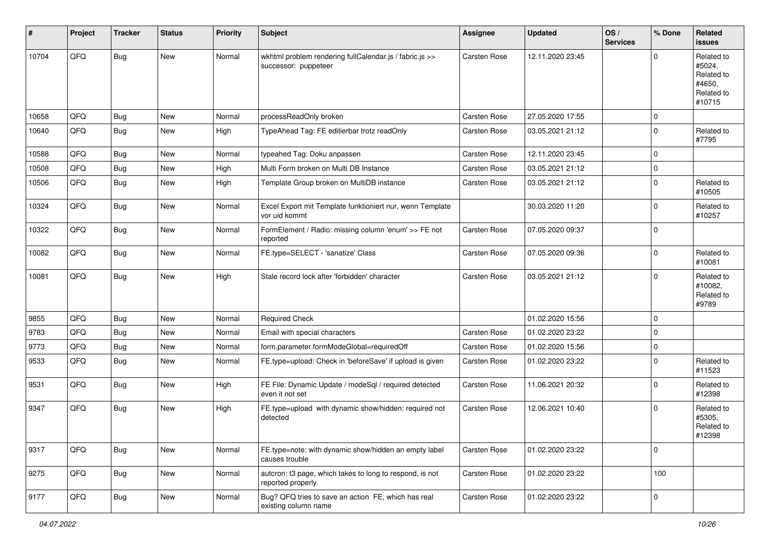| # | Project | Tracker | Status | Priority | Subject | Assignee | Updated | OS / Services | % Done | Related issues |
|---|---|---|---|---|---|---|---|---|---|---|
| 10704 | QFQ | Bug | New | Normal | wkhtml problem rendering fullCalendar.js / fabric.js >> successor: puppeteer | Carsten Rose | 12.11.2020 23:45 | | 0 | Related to #5024, Related to #4650, Related to #10715 |
| 10658 | QFQ | Bug | New | Normal | processReadOnly broken | Carsten Rose | 27.05.2020 17:55 | | 0 | |
| 10640 | QFQ | Bug | New | High | TypeAhead Tag: FE editierbar trotz readOnly | Carsten Rose | 03.05.2021 21:12 | | 0 | Related to #7795 |
| 10588 | QFQ | Bug | New | Normal | typeahed Tag: Doku anpassen | Carsten Rose | 12.11.2020 23:45 | | 0 | |
| 10508 | QFQ | Bug | New | High | Multi Form broken on Multi DB Instance | Carsten Rose | 03.05.2021 21:12 | | 0 | |
| 10506 | QFQ | Bug | New | High | Template Group broken on MultiDB instance | Carsten Rose | 03.05.2021 21:12 | | 0 | Related to #10505 |
| 10324 | QFQ | Bug | New | Normal | Excel Export mit Template funktioniert nur, wenn Template vor uid kommt | | 30.03.2020 11:20 | | 0 | Related to #10257 |
| 10322 | QFQ | Bug | New | Normal | FormElement / Radio: missing column 'enum' >> FE not reported | Carsten Rose | 07.05.2020 09:37 | | 0 | |
| 10082 | QFQ | Bug | New | Normal | FE.type=SELECT - 'sanatize' Class | Carsten Rose | 07.05.2020 09:36 | | 0 | Related to #10081 |
| 10081 | QFQ | Bug | New | High | Stale record lock after 'forbidden' character | Carsten Rose | 03.05.2021 21:12 | | 0 | Related to #10082, Related to #9789 |
| 9855 | QFQ | Bug | New | Normal | Required Check | | 01.02.2020 15:56 | | 0 | |
| 9783 | QFQ | Bug | New | Normal | Email with special characters | Carsten Rose | 01.02.2020 23:22 | | 0 | |
| 9773 | QFQ | Bug | New | Normal | form.parameter.formModeGlobal=requiredOff | Carsten Rose | 01.02.2020 15:56 | | 0 | |
| 9533 | QFQ | Bug | New | Normal | FE.type=upload: Check in 'beforeSave' if upload is given | Carsten Rose | 01.02.2020 23:22 | | 0 | Related to #11523 |
| 9531 | QFQ | Bug | New | High | FE File: Dynamic Update / modeSql / required detected even it not set | Carsten Rose | 11.06.2021 20:32 | | 0 | Related to #12398 |
| 9347 | QFQ | Bug | New | High | FE.type=upload with dynamic show/hidden: required not detected | Carsten Rose | 12.06.2021 10:40 | | 0 | Related to #5305, Related to #12398 |
| 9317 | QFQ | Bug | New | Normal | FE.type=note: with dynamic show/hidden an empty label causes trouble | Carsten Rose | 01.02.2020 23:22 | | 0 | |
| 9275 | QFQ | Bug | New | Normal | autcron: t3 page, which takes to long to respond, is not reported properly | Carsten Rose | 01.02.2020 23:22 | | 100 | |
| 9177 | QFQ | Bug | New | Normal | Bug? QFQ tries to save an action FE, which has real existing column name | Carsten Rose | 01.02.2020 23:22 | | 0 | |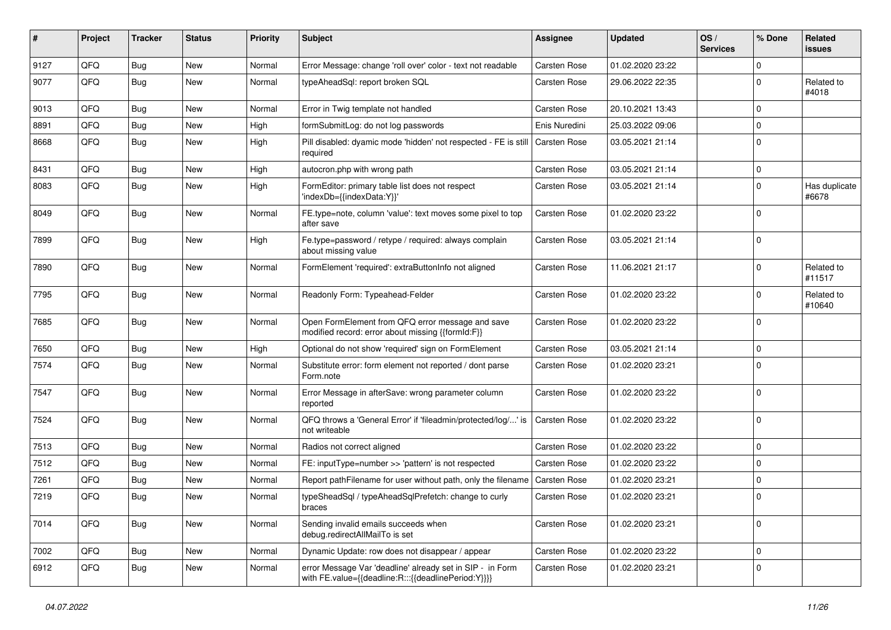| # | Project | Tracker | Status | Priority | Subject | Assignee | Updated | OS / Services | % Done | Related issues |
|---|---|---|---|---|---|---|---|---|---|---|
| 9127 | QFQ | Bug | New | Normal | Error Message: change 'roll over' color - text not readable | Carsten Rose | 01.02.2020 23:22 | | 0 | |
| 9077 | QFQ | Bug | New | Normal | typeAheadSql: report broken SQL | Carsten Rose | 29.06.2022 22:35 | | 0 | Related to #4018 |
| 9013 | QFQ | Bug | New | Normal | Error in Twig template not handled | Carsten Rose | 20.10.2021 13:43 | | 0 | |
| 8891 | QFQ | Bug | New | High | formSubmitLog: do not log passwords | Enis Nuredini | 25.03.2022 09:06 | | 0 | |
| 8668 | QFQ | Bug | New | High | Pill disabled: dyamic mode 'hidden' not respected - FE is still required | Carsten Rose | 03.05.2021 21:14 | | 0 | |
| 8431 | QFQ | Bug | New | High | autocron.php with wrong path | Carsten Rose | 03.05.2021 21:14 | | 0 | |
| 8083 | QFQ | Bug | New | High | FormEditor: primary table list does not respect 'indexDb={{indexData:Y}}' | Carsten Rose | 03.05.2021 21:14 | | 0 | Has duplicate #6678 |
| 8049 | QFQ | Bug | New | Normal | FE.type=note, column 'value': text moves some pixel to top after save | Carsten Rose | 01.02.2020 23:22 | | 0 | |
| 7899 | QFQ | Bug | New | High | Fe.type=password / retype / required: always complain about missing value | Carsten Rose | 03.05.2021 21:14 | | 0 | |
| 7890 | QFQ | Bug | New | Normal | FormElement 'required': extraButtonInfo not aligned | Carsten Rose | 11.06.2021 21:17 | | 0 | Related to #11517 |
| 7795 | QFQ | Bug | New | Normal | Readonly Form: Typeahead-Felder | Carsten Rose | 01.02.2020 23:22 | | 0 | Related to #10640 |
| 7685 | QFQ | Bug | New | Normal | Open FormElement from QFQ error message and save modified record: error about missing {{formId:F}} | Carsten Rose | 01.02.2020 23:22 | | 0 | |
| 7650 | QFQ | Bug | New | High | Optional do not show 'required' sign on FormElement | Carsten Rose | 03.05.2021 21:14 | | 0 | |
| 7574 | QFQ | Bug | New | Normal | Substitute error: form element not reported / dont parse Form.note | Carsten Rose | 01.02.2020 23:21 | | 0 | |
| 7547 | QFQ | Bug | New | Normal | Error Message in afterSave: wrong parameter column reported | Carsten Rose | 01.02.2020 23:22 | | 0 | |
| 7524 | QFQ | Bug | New | Normal | QFQ throws a 'General Error' if 'fileadmin/protected/log/...' is not writeable | Carsten Rose | 01.02.2020 23:22 | | 0 | |
| 7513 | QFQ | Bug | New | Normal | Radios not correct aligned | Carsten Rose | 01.02.2020 23:22 | | 0 | |
| 7512 | QFQ | Bug | New | Normal | FE: inputType=number >> 'pattern' is not respected | Carsten Rose | 01.02.2020 23:22 | | 0 | |
| 7261 | QFQ | Bug | New | Normal | Report pathFilename for user without path, only the filename | Carsten Rose | 01.02.2020 23:21 | | 0 | |
| 7219 | QFQ | Bug | New | Normal | typeSheadSql / typeAheadSqlPrefetch: change to curly braces | Carsten Rose | 01.02.2020 23:21 | | 0 | |
| 7014 | QFQ | Bug | New | Normal | Sending invalid emails succeeds when debug.redirectAllMailTo is set | Carsten Rose | 01.02.2020 23:21 | | 0 | |
| 7002 | QFQ | Bug | New | Normal | Dynamic Update: row does not disappear / appear | Carsten Rose | 01.02.2020 23:22 | | 0 | |
| 6912 | QFQ | Bug | New | Normal | error Message Var 'deadline' already set in SIP - in Form with FE.value={{deadline:R:::{{deadlinePeriod:Y}}}} | Carsten Rose | 01.02.2020 23:21 | | 0 | |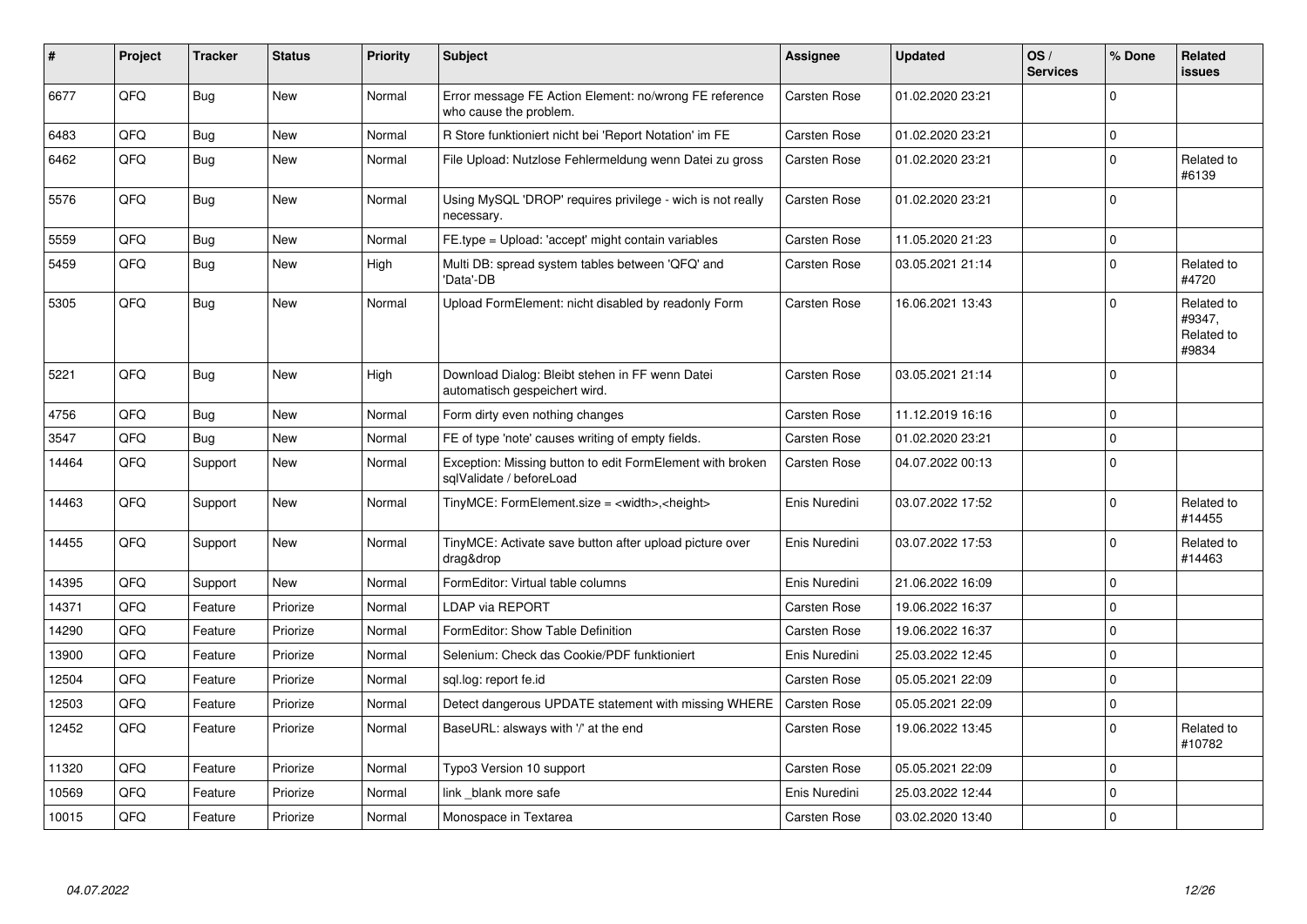| # | Project | Tracker | Status | Priority | Subject | Assignee | Updated | OS / Services | % Done | Related issues |
|---|---|---|---|---|---|---|---|---|---|---|
| 6677 | QFQ | Bug | New | Normal | Error message FE Action Element: no/wrong FE reference who cause the problem. | Carsten Rose | 01.02.2020 23:21 | | 0 | |
| 6483 | QFQ | Bug | New | Normal | R Store funktioniert nicht bei 'Report Notation' im FE | Carsten Rose | 01.02.2020 23:21 | | 0 | |
| 6462 | QFQ | Bug | New | Normal | File Upload: Nutzlose Fehlermeldung wenn Datei zu gross | Carsten Rose | 01.02.2020 23:21 | | 0 | Related to #6139 |
| 5576 | QFQ | Bug | New | Normal | Using MySQL 'DROP' requires privilege - wich is not really necessary. | Carsten Rose | 01.02.2020 23:21 | | 0 | |
| 5559 | QFQ | Bug | New | Normal | FE.type = Upload: 'accept' might contain variables | Carsten Rose | 11.05.2020 21:23 | | 0 | |
| 5459 | QFQ | Bug | New | High | Multi DB: spread system tables between 'QFQ' and 'Data'-DB | Carsten Rose | 03.05.2021 21:14 | | 0 | Related to #4720 |
| 5305 | QFQ | Bug | New | Normal | Upload FormElement: nicht disabled by readonly Form | Carsten Rose | 16.06.2021 13:43 | | 0 | Related to #9347, Related to #9834 |
| 5221 | QFQ | Bug | New | High | Download Dialog: Bleibt stehen in FF wenn Datei automatisch gespeichert wird. | Carsten Rose | 03.05.2021 21:14 | | 0 | |
| 4756 | QFQ | Bug | New | Normal | Form dirty even nothing changes | Carsten Rose | 11.12.2019 16:16 | | 0 | |
| 3547 | QFQ | Bug | New | Normal | FE of type 'note' causes writing of empty fields. | Carsten Rose | 01.02.2020 23:21 | | 0 | |
| 14464 | QFQ | Support | New | Normal | Exception: Missing button to edit FormElement with broken sqlValidate / beforeLoad | Carsten Rose | 04.07.2022 00:13 | | 0 | |
| 14463 | QFQ | Support | New | Normal | TinyMCE: FormElement.size = <width>,<height> | Enis Nuredini | 03.07.2022 17:52 | | 0 | Related to #14455 |
| 14455 | QFQ | Support | New | Normal | TinyMCE: Activate save button after upload picture over drag&drop | Enis Nuredini | 03.07.2022 17:53 | | 0 | Related to #14463 |
| 14395 | QFQ | Support | New | Normal | FormEditor: Virtual table columns | Enis Nuredini | 21.06.2022 16:09 | | 0 | |
| 14371 | QFQ | Feature | Priorize | Normal | LDAP via REPORT | Carsten Rose | 19.06.2022 16:37 | | 0 | |
| 14290 | QFQ | Feature | Priorize | Normal | FormEditor: Show Table Definition | Carsten Rose | 19.06.2022 16:37 | | 0 | |
| 13900 | QFQ | Feature | Priorize | Normal | Selenium: Check das Cookie/PDF funktioniert | Enis Nuredini | 25.03.2022 12:45 | | 0 | |
| 12504 | QFQ | Feature | Priorize | Normal | sql.log: report fe.id | Carsten Rose | 05.05.2021 22:09 | | 0 | |
| 12503 | QFQ | Feature | Priorize | Normal | Detect dangerous UPDATE statement with missing WHERE | Carsten Rose | 05.05.2021 22:09 | | 0 | |
| 12452 | QFQ | Feature | Priorize | Normal | BaseURL: alsways with '/' at the end | Carsten Rose | 19.06.2022 13:45 | | 0 | Related to #10782 |
| 11320 | QFQ | Feature | Priorize | Normal | Typo3 Version 10 support | Carsten Rose | 05.05.2021 22:09 | | 0 | |
| 10569 | QFQ | Feature | Priorize | Normal | link _blank more safe | Enis Nuredini | 25.03.2022 12:44 | | 0 | |
| 10015 | QFQ | Feature | Priorize | Normal | Monospace in Textarea | Carsten Rose | 03.02.2020 13:40 | | 0 | |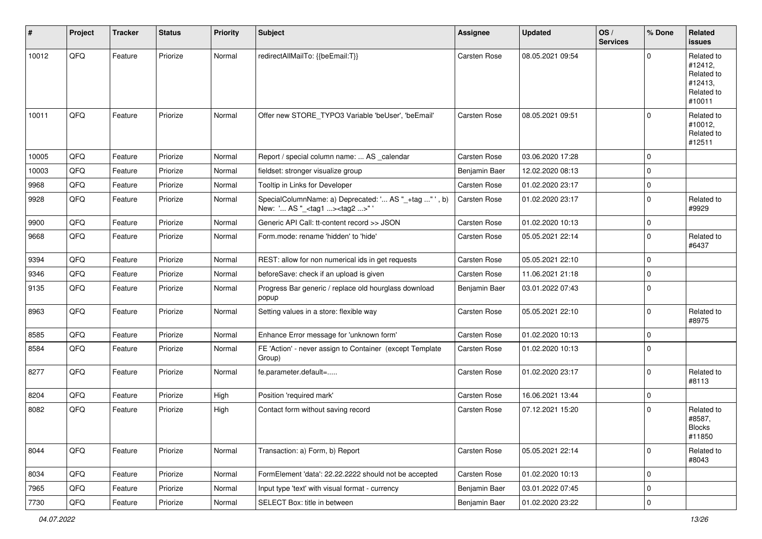| # | Project | Tracker | Status | Priority | Subject | Assignee | Updated | OS / Services | % Done | Related issues |
|---|---|---|---|---|---|---|---|---|---|---|
| 10012 | QFQ | Feature | Priorize | Normal | redirectAllMailTo: {{beEmail:T}} | Carsten Rose | 08.05.2021 09:54 | | 0 | Related to #12412, Related to #12413, Related to #10011 |
| 10011 | QFQ | Feature | Priorize | Normal | Offer new STORE_TYPO3 Variable 'beUser', 'beEmail' | Carsten Rose | 08.05.2021 09:51 | | 0 | Related to #10012, Related to #12511 |
| 10005 | QFQ | Feature | Priorize | Normal | Report / special column name: ... AS _calendar | Carsten Rose | 03.06.2020 17:28 | | 0 | |
| 10003 | QFQ | Feature | Priorize | Normal | fieldset: stronger visualize group | Benjamin Baer | 12.02.2020 08:13 | | 0 | |
| 9968 | QFQ | Feature | Priorize | Normal | Tooltip in Links for Developer | Carsten Rose | 01.02.2020 23:17 | | 0 | |
| 9928 | QFQ | Feature | Priorize | Normal | SpecialColumnName: a) Deprecated: '... AS "_+tag ..." ', b) New: '... AS "_<tag1 ...><tag2 ...>" ' | Carsten Rose | 01.02.2020 23:17 | | 0 | Related to #9929 |
| 9900 | QFQ | Feature | Priorize | Normal | Generic API Call: tt-content record >> JSON | Carsten Rose | 01.02.2020 10:13 | | 0 | |
| 9668 | QFQ | Feature | Priorize | Normal | Form.mode: rename 'hidden' to 'hide' | Carsten Rose | 05.05.2021 22:14 | | 0 | Related to #6437 |
| 9394 | QFQ | Feature | Priorize | Normal | REST: allow for non numerical ids in get requests | Carsten Rose | 05.05.2021 22:10 | | 0 | |
| 9346 | QFQ | Feature | Priorize | Normal | beforeSave: check if an upload is given | Carsten Rose | 11.06.2021 21:18 | | 0 | |
| 9135 | QFQ | Feature | Priorize | Normal | Progress Bar generic / replace old hourglass download popup | Benjamin Baer | 03.01.2022 07:43 | | 0 | |
| 8963 | QFQ | Feature | Priorize | Normal | Setting values in a store: flexible way | Carsten Rose | 05.05.2021 22:10 | | 0 | Related to #8975 |
| 8585 | QFQ | Feature | Priorize | Normal | Enhance Error message for 'unknown form' | Carsten Rose | 01.02.2020 10:13 | | 0 | |
| 8584 | QFQ | Feature | Priorize | Normal | FE 'Action' - never assign to Container (except Template Group) | Carsten Rose | 01.02.2020 10:13 | | 0 | |
| 8277 | QFQ | Feature | Priorize | Normal | fe.parameter.default=..... | Carsten Rose | 01.02.2020 23:17 | | 0 | Related to #8113 |
| 8204 | QFQ | Feature | Priorize | High | Position 'required mark' | Carsten Rose | 16.06.2021 13:44 | | 0 | |
| 8082 | QFQ | Feature | Priorize | High | Contact form without saving record | Carsten Rose | 07.12.2021 15:20 | | 0 | Related to #8587, Blocks #11850 |
| 8044 | QFQ | Feature | Priorize | Normal | Transaction: a) Form, b) Report | Carsten Rose | 05.05.2021 22:14 | | 0 | Related to #8043 |
| 8034 | QFQ | Feature | Priorize | Normal | FormElement 'data': 22.22.2222 should not be accepted | Carsten Rose | 01.02.2020 10:13 | | 0 | |
| 7965 | QFQ | Feature | Priorize | Normal | Input type 'text' with visual format - currency | Benjamin Baer | 03.01.2022 07:45 | | 0 | |
| 7730 | QFQ | Feature | Priorize | Normal | SELECT Box: title in between | Benjamin Baer | 01.02.2020 23:22 | | 0 | |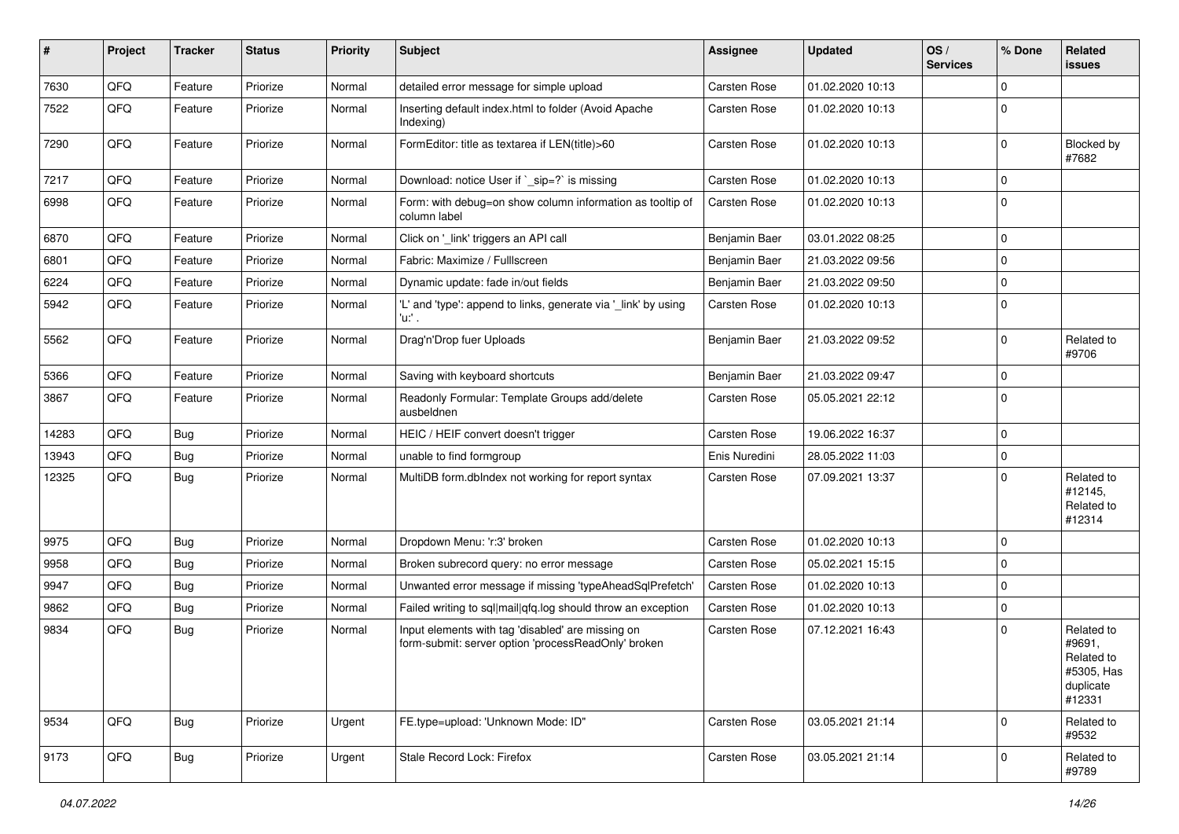| # | Project | Tracker | Status | Priority | Subject | Assignee | Updated | OS / Services | % Done | Related issues |
|---|---|---|---|---|---|---|---|---|---|---|
| 7630 | QFQ | Feature | Priorize | Normal | detailed error message for simple upload | Carsten Rose | 01.02.2020 10:13 | | 0 | |
| 7522 | QFQ | Feature | Priorize | Normal | Inserting default index.html to folder (Avoid Apache Indexing) | Carsten Rose | 01.02.2020 10:13 | | 0 | |
| 7290 | QFQ | Feature | Priorize | Normal | FormEditor: title as textarea if LEN(title)>60 | Carsten Rose | 01.02.2020 10:13 | | 0 | Blocked by #7682 |
| 7217 | QFQ | Feature | Priorize | Normal | Download: notice User if `_sip=?` is missing | Carsten Rose | 01.02.2020 10:13 | | 0 | |
| 6998 | QFQ | Feature | Priorize | Normal | Form: with debug=on show column information as tooltip of column label | Carsten Rose | 01.02.2020 10:13 | | 0 | |
| 6870 | QFQ | Feature | Priorize | Normal | Click on '_link' triggers an API call | Benjamin Baer | 03.01.2022 08:25 | | 0 | |
| 6801 | QFQ | Feature | Priorize | Normal | Fabric: Maximize / Fulllscreen | Benjamin Baer | 21.03.2022 09:56 | | 0 | |
| 6224 | QFQ | Feature | Priorize | Normal | Dynamic update: fade in/out fields | Benjamin Baer | 21.03.2022 09:50 | | 0 | |
| 5942 | QFQ | Feature | Priorize | Normal | 'L' and 'type': append to links, generate via '_link' by using 'u:' . | Carsten Rose | 01.02.2020 10:13 | | 0 | |
| 5562 | QFQ | Feature | Priorize | Normal | Drag'n'Drop fuer Uploads | Benjamin Baer | 21.03.2022 09:52 | | 0 | Related to #9706 |
| 5366 | QFQ | Feature | Priorize | Normal | Saving with keyboard shortcuts | Benjamin Baer | 21.03.2022 09:47 | | 0 | |
| 3867 | QFQ | Feature | Priorize | Normal | Readonly Formular: Template Groups add/delete ausbeldnen | Carsten Rose | 05.05.2021 22:12 | | 0 | |
| 14283 | QFQ | Bug | Priorize | Normal | HEIC / HEIF convert doesn't trigger | Carsten Rose | 19.06.2022 16:37 | | 0 | |
| 13943 | QFQ | Bug | Priorize | Normal | unable to find formgroup | Enis Nuredini | 28.05.2022 11:03 | | 0 | |
| 12325 | QFQ | Bug | Priorize | Normal | MultiDB form.dbIndex not working for report syntax | Carsten Rose | 07.09.2021 13:37 | | 0 | Related to #12145, Related to #12314 |
| 9975 | QFQ | Bug | Priorize | Normal | Dropdown Menu: 'r:3' broken | Carsten Rose | 01.02.2020 10:13 | | 0 | |
| 9958 | QFQ | Bug | Priorize | Normal | Broken subrecord query: no error message | Carsten Rose | 05.02.2021 15:15 | | 0 | |
| 9947 | QFQ | Bug | Priorize | Normal | Unwanted error message if missing 'typeAheadSqlPrefetch' | Carsten Rose | 01.02.2020 10:13 | | 0 | |
| 9862 | QFQ | Bug | Priorize | Normal | Failed writing to sql\|mail\|qfq.log should throw an exception | Carsten Rose | 01.02.2020 10:13 | | 0 | |
| 9834 | QFQ | Bug | Priorize | Normal | Input elements with tag 'disabled' are missing on form-submit: server option 'processReadOnly' broken | Carsten Rose | 07.12.2021 16:43 | | 0 | Related to #9691, Related to #5305, Has duplicate #12331 |
| 9534 | QFQ | Bug | Priorize | Urgent | FE.type=upload: 'Unknown Mode: ID" | Carsten Rose | 03.05.2021 21:14 | | 0 | Related to #9532 |
| 9173 | QFQ | Bug | Priorize | Urgent | Stale Record Lock: Firefox | Carsten Rose | 03.05.2021 21:14 | | 0 | Related to #9789 |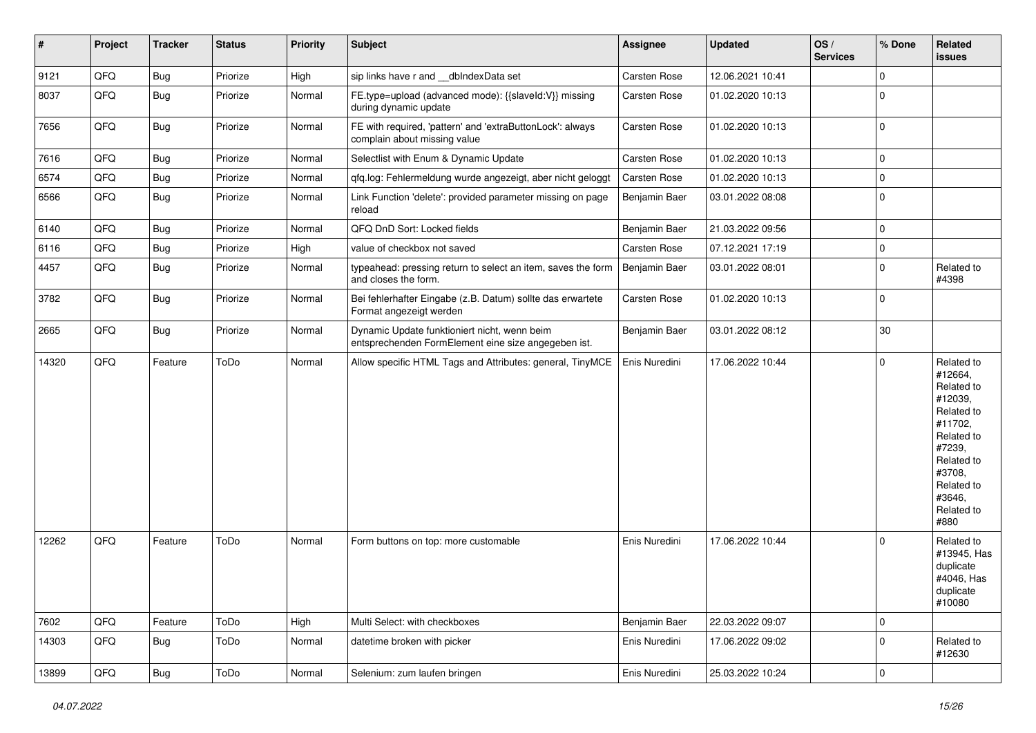| # | Project | Tracker | Status | Priority | Subject | Assignee | Updated | OS / Services | % Done | Related issues |
|---|---|---|---|---|---|---|---|---|---|---|
| 9121 | QFQ | Bug | Priorize | High | sip links have r and __dbIndexData set | Carsten Rose | 12.06.2021 10:41 | | 0 | |
| 8037 | QFQ | Bug | Priorize | Normal | FE.type=upload (advanced mode): {{slaveId:V}} missing during dynamic update | Carsten Rose | 01.02.2020 10:13 | | 0 | |
| 7656 | QFQ | Bug | Priorize | Normal | FE with required, 'pattern' and 'extraButtonLock': always complain about missing value | Carsten Rose | 01.02.2020 10:13 | | 0 | |
| 7616 | QFQ | Bug | Priorize | Normal | Selectlist with Enum & Dynamic Update | Carsten Rose | 01.02.2020 10:13 | | 0 | |
| 6574 | QFQ | Bug | Priorize | Normal | qfq.log: Fehlermeldung wurde angezeigt, aber nicht geloggt | Carsten Rose | 01.02.2020 10:13 | | 0 | |
| 6566 | QFQ | Bug | Priorize | Normal | Link Function 'delete': provided parameter missing on page reload | Benjamin Baer | 03.01.2022 08:08 | | 0 | |
| 6140 | QFQ | Bug | Priorize | Normal | QFQ DnD Sort: Locked fields | Benjamin Baer | 21.03.2022 09:56 | | 0 | |
| 6116 | QFQ | Bug | Priorize | High | value of checkbox not saved | Carsten Rose | 07.12.2021 17:19 | | 0 | |
| 4457 | QFQ | Bug | Priorize | Normal | typeahead: pressing return to select an item, saves the form and closes the form. | Benjamin Baer | 03.01.2022 08:01 | | 0 | Related to #4398 |
| 3782 | QFQ | Bug | Priorize | Normal | Bei fehlerhafter Eingabe (z.B. Datum) sollte das erwartete Format angezeigt werden | Carsten Rose | 01.02.2020 10:13 | | 0 | |
| 2665 | QFQ | Bug | Priorize | Normal | Dynamic Update funktioniert nicht, wenn beim entsprechenden FormElement eine size angegeben ist. | Benjamin Baer | 03.01.2022 08:12 | | 30 | |
| 14320 | QFQ | Feature | ToDo | Normal | Allow specific HTML Tags and Attributes: general, TinyMCE | Enis Nuredini | 17.06.2022 10:44 | | 0 | Related to #12664, Related to #12039, Related to #11702, Related to #7239, Related to #3708, Related to #3646, Related to #880 |
| 12262 | QFQ | Feature | ToDo | Normal | Form buttons on top: more customable | Enis Nuredini | 17.06.2022 10:44 | | 0 | Related to #13945, Has duplicate #4046, Has duplicate #10080 |
| 7602 | QFQ | Feature | ToDo | High | Multi Select: with checkboxes | Benjamin Baer | 22.03.2022 09:07 | | 0 | |
| 14303 | QFQ | Bug | ToDo | Normal | datetime broken with picker | Enis Nuredini | 17.06.2022 09:02 | | 0 | Related to #12630 |
| 13899 | QFQ | Bug | ToDo | Normal | Selenium: zum laufen bringen | Enis Nuredini | 25.03.2022 10:24 | | 0 | |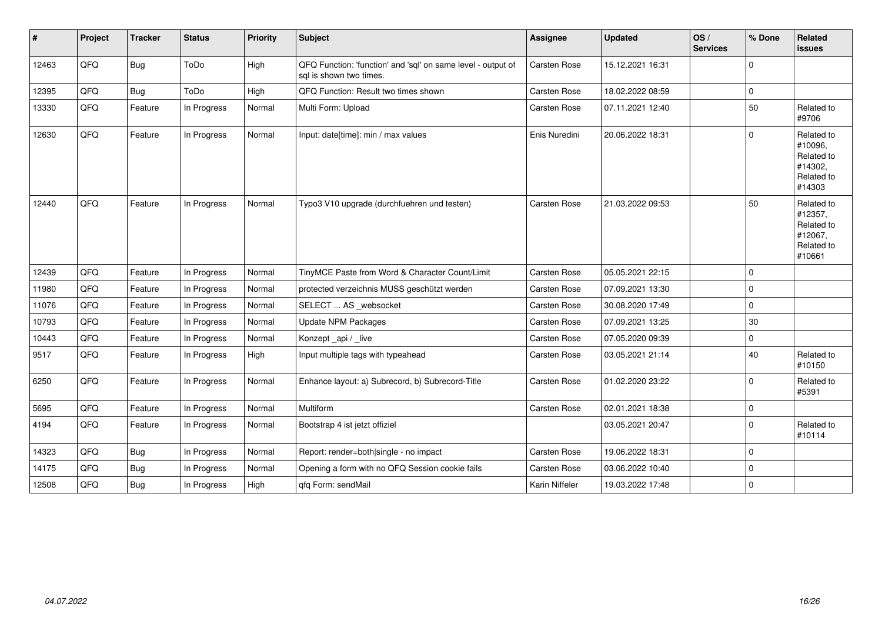| # | Project | Tracker | Status | Priority | Subject | Assignee | Updated | OS / Services | % Done | Related issues |
|---|---|---|---|---|---|---|---|---|---|---|
| 12463 | QFQ | Bug | ToDo | High | QFQ Function: 'function' and 'sql' on same level - output of sql is shown two times. | Carsten Rose | 15.12.2021 16:31 | | 0 | |
| 12395 | QFQ | Bug | ToDo | High | QFQ Function: Result two times shown | Carsten Rose | 18.02.2022 08:59 | | 0 | |
| 13330 | QFQ | Feature | In Progress | Normal | Multi Form: Upload | Carsten Rose | 07.11.2021 12:40 | | 50 | Related to #9706 |
| 12630 | QFQ | Feature | In Progress | Normal | Input: date[time]: min / max values | Enis Nuredini | 20.06.2022 18:31 | | 0 | Related to #10096, Related to #14302, Related to #14303 |
| 12440 | QFQ | Feature | In Progress | Normal | Typo3 V10 upgrade (durchfuehren und testen) | Carsten Rose | 21.03.2022 09:53 | | 50 | Related to #12357, Related to #12067, Related to #10661 |
| 12439 | QFQ | Feature | In Progress | Normal | TinyMCE Paste from Word & Character Count/Limit | Carsten Rose | 05.05.2021 22:15 | | 0 | |
| 11980 | QFQ | Feature | In Progress | Normal | protected verzeichnis MUSS geschützt werden | Carsten Rose | 07.09.2021 13:30 | | 0 | |
| 11076 | QFQ | Feature | In Progress | Normal | SELECT ... AS _websocket | Carsten Rose | 30.08.2020 17:49 | | 0 | |
| 10793 | QFQ | Feature | In Progress | Normal | Update NPM Packages | Carsten Rose | 07.09.2021 13:25 | | 30 | |
| 10443 | QFQ | Feature | In Progress | Normal | Konzept _api / _live | Carsten Rose | 07.05.2020 09:39 | | 0 | |
| 9517 | QFQ | Feature | In Progress | High | Input multiple tags with typeahead | Carsten Rose | 03.05.2021 21:14 | | 40 | Related to #10150 |
| 6250 | QFQ | Feature | In Progress | Normal | Enhance layout: a) Subrecord, b) Subrecord-Title | Carsten Rose | 01.02.2020 23:22 | | 0 | Related to #5391 |
| 5695 | QFQ | Feature | In Progress | Normal | Multiform | Carsten Rose | 02.01.2021 18:38 | | 0 | |
| 4194 | QFQ | Feature | In Progress | Normal | Bootstrap 4 ist jetzt offiziel | | 03.05.2021 20:47 | | 0 | Related to #10114 |
| 14323 | QFQ | Bug | In Progress | Normal | Report: render=both\|single - no impact | Carsten Rose | 19.06.2022 18:31 | | 0 | |
| 14175 | QFQ | Bug | In Progress | Normal | Opening a form with no QFQ Session cookie fails | Carsten Rose | 03.06.2022 10:40 | | 0 | |
| 12508 | QFQ | Bug | In Progress | High | qfq Form: sendMail | Karin Niffeler | 19.03.2022 17:48 | | 0 | |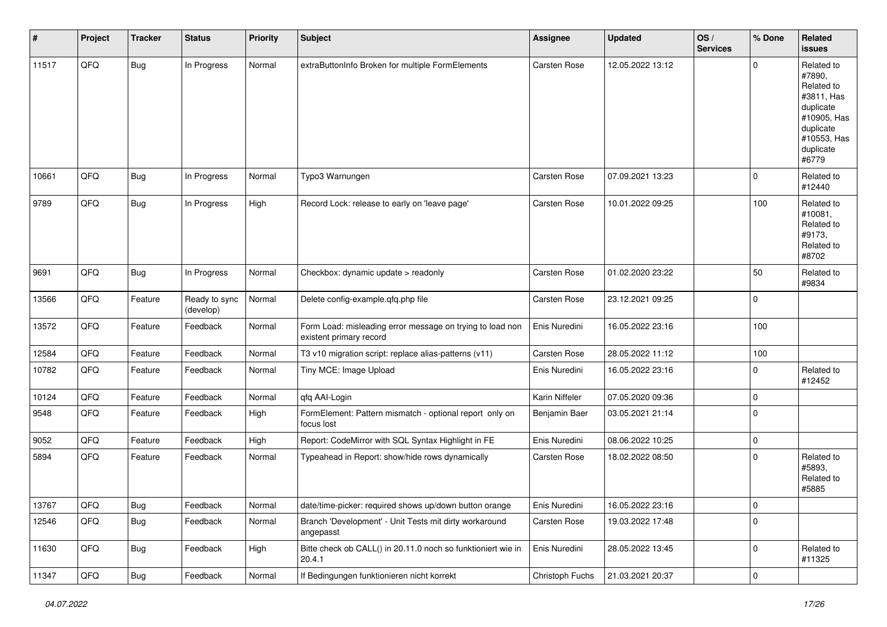| # | Project | Tracker | Status | Priority | Subject | Assignee | Updated | OS / Services | % Done | Related issues |
|---|---|---|---|---|---|---|---|---|---|---|
| 11517 | QFQ | Bug | In Progress | Normal | extraButtonInfo Broken for multiple FormElements | Carsten Rose | 12.05.2022 13:12 | | 0 | Related to #7890, Related to #3811, Has duplicate #10905, Has duplicate #10553, Has duplicate #6779 |
| 10661 | QFQ | Bug | In Progress | Normal | Typo3 Warnungen | Carsten Rose | 07.09.2021 13:23 | | 0 | Related to #12440 |
| 9789 | QFQ | Bug | In Progress | High | Record Lock: release to early on 'leave page' | Carsten Rose | 10.01.2022 09:25 | | 100 | Related to #10081, Related to #9173, Related to #8702 |
| 9691 | QFQ | Bug | In Progress | Normal | Checkbox: dynamic update > readonly | Carsten Rose | 01.02.2020 23:22 | | 50 | Related to #9834 |
| 13566 | QFQ | Feature | Ready to sync (develop) | Normal | Delete config-example.qfq.php file | Carsten Rose | 23.12.2021 09:25 | | 0 | |
| 13572 | QFQ | Feature | Feedback | Normal | Form Load: misleading error message on trying to load non existent primary record | Enis Nuredini | 16.05.2022 23:16 | | 100 | |
| 12584 | QFQ | Feature | Feedback | Normal | T3 v10 migration script: replace alias-patterns (v11) | Carsten Rose | 28.05.2022 11:12 | | 100 | |
| 10782 | QFQ | Feature | Feedback | Normal | Tiny MCE: Image Upload | Enis Nuredini | 16.05.2022 23:16 | | 0 | Related to #12452 |
| 10124 | QFQ | Feature | Feedback | Normal | qfq AAI-Login | Karin Niffeler | 07.05.2020 09:36 | | 0 | |
| 9548 | QFQ | Feature | Feedback | High | FormElement: Pattern mismatch - optional report only on focus lost | Benjamin Baer | 03.05.2021 21:14 | | 0 | |
| 9052 | QFQ | Feature | Feedback | High | Report: CodeMirror with SQL Syntax Highlight in FE | Enis Nuredini | 08.06.2022 10:25 | | 0 | |
| 5894 | QFQ | Feature | Feedback | Normal | Typeahead in Report: show/hide rows dynamically | Carsten Rose | 18.02.2022 08:50 | | 0 | Related to #5893, Related to #5885 |
| 13767 | QFQ | Bug | Feedback | Normal | date/time-picker: required shows up/down button orange | Enis Nuredini | 16.05.2022 23:16 | | 0 | |
| 12546 | QFQ | Bug | Feedback | Normal | Branch 'Development' - Unit Tests mit dirty workaround angepasst | Carsten Rose | 19.03.2022 17:48 | | 0 | |
| 11630 | QFQ | Bug | Feedback | High | Bitte check ob CALL() in 20.11.0 noch so funktioniert wie in 20.4.1 | Enis Nuredini | 28.05.2022 13:45 | | 0 | Related to #11325 |
| 11347 | QFQ | Bug | Feedback | Normal | If Bedingungen funktionieren nicht korrekt | Christoph Fuchs | 21.03.2021 20:37 | | 0 | |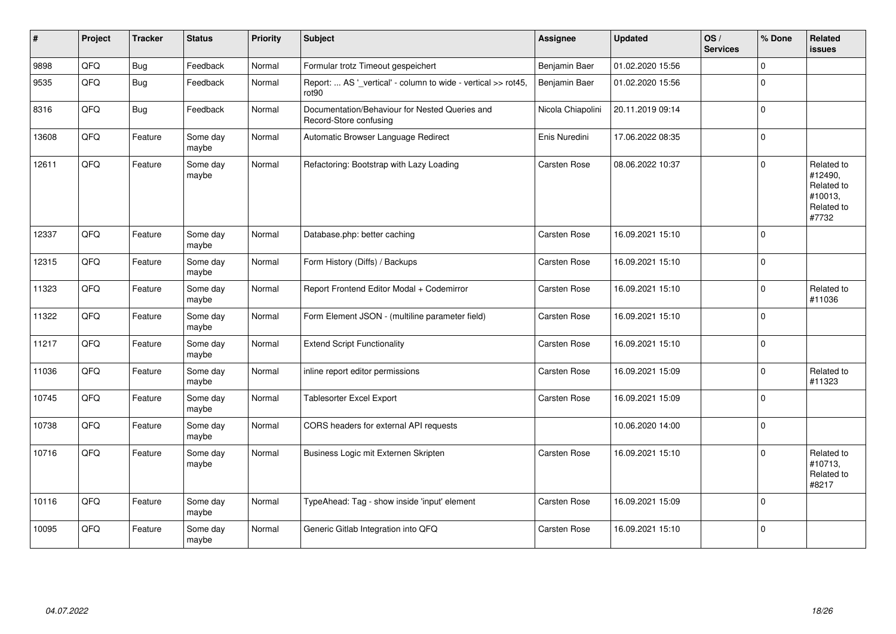| # | Project | Tracker | Status | Priority | Subject | Assignee | Updated | OS / Services | % Done | Related issues |
|---|---|---|---|---|---|---|---|---|---|---|
| 9898 | QFQ | Bug | Feedback | Normal | Formular trotz Timeout gespeichert | Benjamin Baer | 01.02.2020 15:56 | | 0 | |
| 9535 | QFQ | Bug | Feedback | Normal | Report: ... AS '_vertical' - column to wide - vertical >> rot45, rot90 | Benjamin Baer | 01.02.2020 15:56 | | 0 | |
| 8316 | QFQ | Bug | Feedback | Normal | Documentation/Behaviour for Nested Queries and Record-Store confusing | Nicola Chiapolini | 20.11.2019 09:14 | | 0 | |
| 13608 | QFQ | Feature | Some day maybe | Normal | Automatic Browser Language Redirect | Enis Nuredini | 17.06.2022 08:35 | | 0 | |
| 12611 | QFQ | Feature | Some day maybe | Normal | Refactoring: Bootstrap with Lazy Loading | Carsten Rose | 08.06.2022 10:37 | | 0 | Related to #12490, Related to #10013, Related to #7732 |
| 12337 | QFQ | Feature | Some day maybe | Normal | Database.php: better caching | Carsten Rose | 16.09.2021 15:10 | | 0 | |
| 12315 | QFQ | Feature | Some day maybe | Normal | Form History (Diffs) / Backups | Carsten Rose | 16.09.2021 15:10 | | 0 | |
| 11323 | QFQ | Feature | Some day maybe | Normal | Report Frontend Editor Modal + Codemirror | Carsten Rose | 16.09.2021 15:10 | | 0 | Related to #11036 |
| 11322 | QFQ | Feature | Some day maybe | Normal | Form Element JSON - (multiline parameter field) | Carsten Rose | 16.09.2021 15:10 | | 0 | |
| 11217 | QFQ | Feature | Some day maybe | Normal | Extend Script Functionality | Carsten Rose | 16.09.2021 15:10 | | 0 | |
| 11036 | QFQ | Feature | Some day maybe | Normal | inline report editor permissions | Carsten Rose | 16.09.2021 15:09 | | 0 | Related to #11323 |
| 10745 | QFQ | Feature | Some day maybe | Normal | Tablesorter Excel Export | Carsten Rose | 16.09.2021 15:09 | | 0 | |
| 10738 | QFQ | Feature | Some day maybe | Normal | CORS headers for external API requests | | 10.06.2020 14:00 | | 0 | |
| 10716 | QFQ | Feature | Some day maybe | Normal | Business Logic mit Externen Skripten | Carsten Rose | 16.09.2021 15:10 | | 0 | Related to #10713, Related to #8217 |
| 10116 | QFQ | Feature | Some day maybe | Normal | TypeAhead: Tag - show inside 'input' element | Carsten Rose | 16.09.2021 15:09 | | 0 | |
| 10095 | QFQ | Feature | Some day maybe | Normal | Generic Gitlab Integration into QFQ | Carsten Rose | 16.09.2021 15:10 | | 0 | |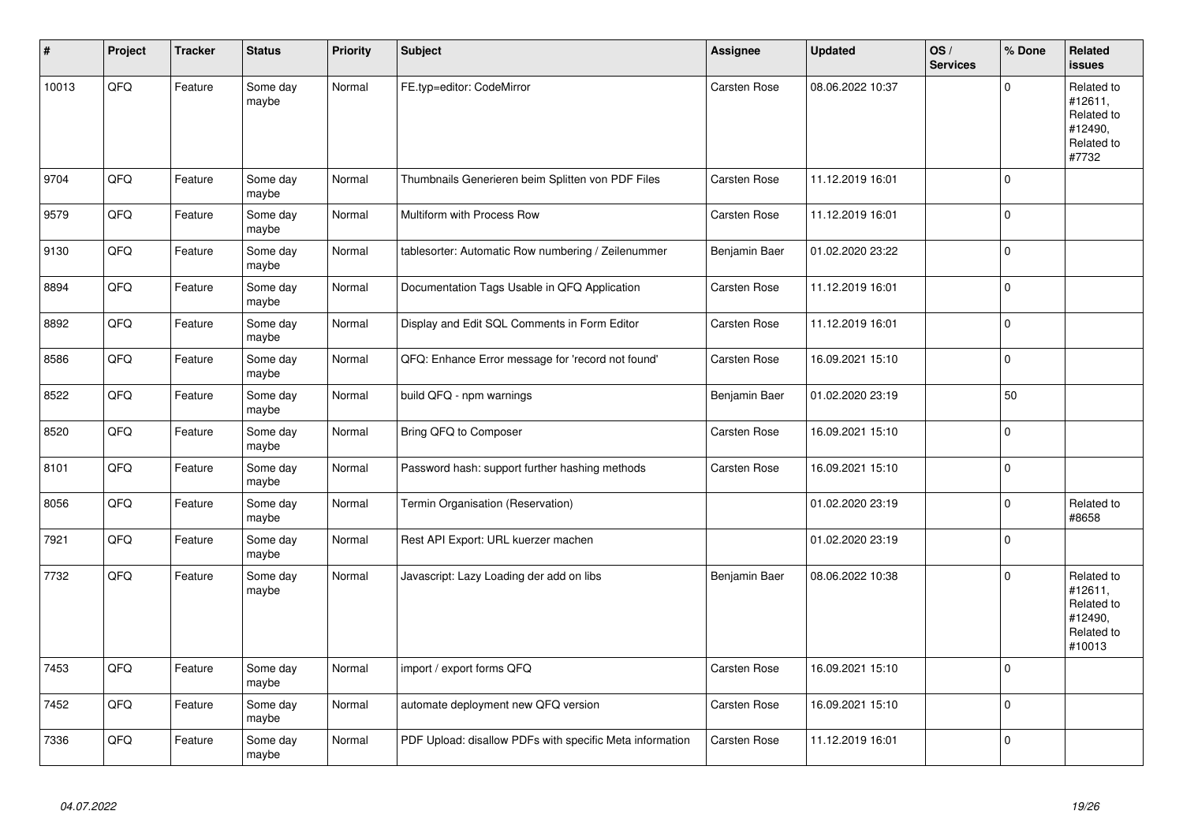| # | Project | Tracker | Status | Priority | Subject | Assignee | Updated | OS / Services | % Done | Related issues |
|---|---|---|---|---|---|---|---|---|---|---|
| 10013 | QFQ | Feature | Some day maybe | Normal | FE.typ=editor: CodeMirror | Carsten Rose | 08.06.2022 10:37 | | 0 | Related to #12611, Related to #12490, Related to #7732 |
| 9704 | QFQ | Feature | Some day maybe | Normal | Thumbnails Generieren beim Splitten von PDF Files | Carsten Rose | 11.12.2019 16:01 | | 0 | |
| 9579 | QFQ | Feature | Some day maybe | Normal | Multiform with Process Row | Carsten Rose | 11.12.2019 16:01 | | 0 | |
| 9130 | QFQ | Feature | Some day maybe | Normal | tablesorter: Automatic Row numbering / Zeilenummer | Benjamin Baer | 01.02.2020 23:22 | | 0 | |
| 8894 | QFQ | Feature | Some day maybe | Normal | Documentation Tags Usable in QFQ Application | Carsten Rose | 11.12.2019 16:01 | | 0 | |
| 8892 | QFQ | Feature | Some day maybe | Normal | Display and Edit SQL Comments in Form Editor | Carsten Rose | 11.12.2019 16:01 | | 0 | |
| 8586 | QFQ | Feature | Some day maybe | Normal | QFQ: Enhance Error message for 'record not found' | Carsten Rose | 16.09.2021 15:10 | | 0 | |
| 8522 | QFQ | Feature | Some day maybe | Normal | build QFQ - npm warnings | Benjamin Baer | 01.02.2020 23:19 | | 50 | |
| 8520 | QFQ | Feature | Some day maybe | Normal | Bring QFQ to Composer | Carsten Rose | 16.09.2021 15:10 | | 0 | |
| 8101 | QFQ | Feature | Some day maybe | Normal | Password hash: support further hashing methods | Carsten Rose | 16.09.2021 15:10 | | 0 | |
| 8056 | QFQ | Feature | Some day maybe | Normal | Termin Organisation (Reservation) | | 01.02.2020 23:19 | | 0 | Related to #8658 |
| 7921 | QFQ | Feature | Some day maybe | Normal | Rest API Export: URL kuerzer machen | | 01.02.2020 23:19 | | 0 | |
| 7732 | QFQ | Feature | Some day maybe | Normal | Javascript: Lazy Loading der add on libs | Benjamin Baer | 08.06.2022 10:38 | | 0 | Related to #12611, Related to #12490, Related to #10013 |
| 7453 | QFQ | Feature | Some day maybe | Normal | import / export forms QFQ | Carsten Rose | 16.09.2021 15:10 | | 0 | |
| 7452 | QFQ | Feature | Some day maybe | Normal | automate deployment new QFQ version | Carsten Rose | 16.09.2021 15:10 | | 0 | |
| 7336 | QFQ | Feature | Some day maybe | Normal | PDF Upload: disallow PDFs with specific Meta information | Carsten Rose | 11.12.2019 16:01 | | 0 | |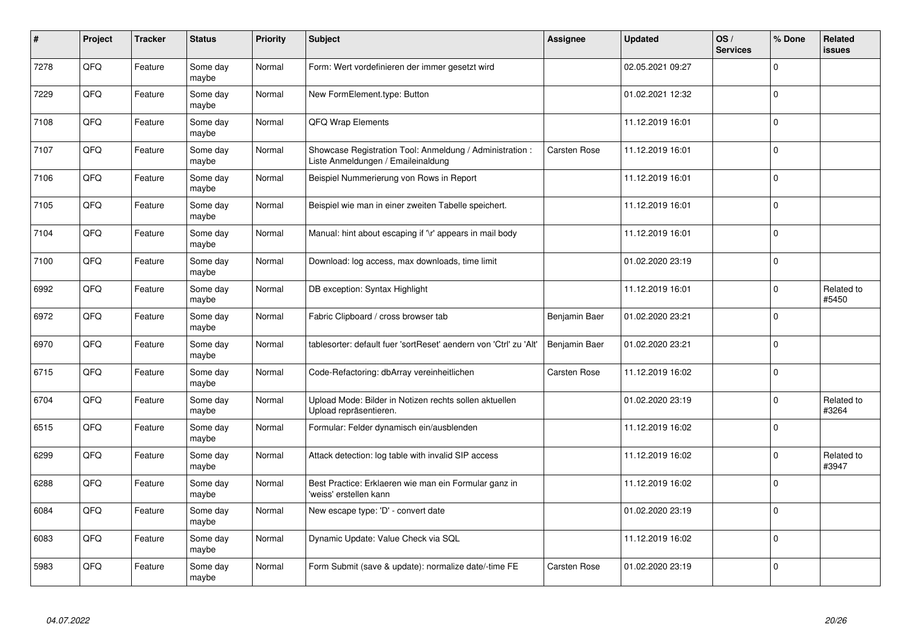| # | Project | Tracker | Status | Priority | Subject | Assignee | Updated | OS / Services | % Done | Related issues |
|---|---|---|---|---|---|---|---|---|---|---|
| 7278 | QFQ | Feature | Some day maybe | Normal | Form: Wert vordefinieren der immer gesetzt wird | | 02.05.2021 09:27 | | 0 | |
| 7229 | QFQ | Feature | Some day maybe | Normal | New FormElement.type: Button | | 01.02.2021 12:32 | | 0 | |
| 7108 | QFQ | Feature | Some day maybe | Normal | QFQ Wrap Elements | | 11.12.2019 16:01 | | 0 | |
| 7107 | QFQ | Feature | Some day maybe | Normal | Showcase Registration Tool: Anmeldung / Administration : Liste Anmeldungen / Emaileinaldung | Carsten Rose | 11.12.2019 16:01 | | 0 | |
| 7106 | QFQ | Feature | Some day maybe | Normal | Beispiel Nummerierung von Rows in Report | | 11.12.2019 16:01 | | 0 | |
| 7105 | QFQ | Feature | Some day maybe | Normal | Beispiel wie man in einer zweiten Tabelle speichert. | | 11.12.2019 16:01 | | 0 | |
| 7104 | QFQ | Feature | Some day maybe | Normal | Manual: hint about escaping if '\r' appears in mail body | | 11.12.2019 16:01 | | 0 | |
| 7100 | QFQ | Feature | Some day maybe | Normal | Download: log access, max downloads, time limit | | 01.02.2020 23:19 | | 0 | |
| 6992 | QFQ | Feature | Some day maybe | Normal | DB exception: Syntax Highlight | | 11.12.2019 16:01 | | 0 | Related to #5450 |
| 6972 | QFQ | Feature | Some day maybe | Normal | Fabric Clipboard / cross browser tab | Benjamin Baer | 01.02.2020 23:21 | | 0 | |
| 6970 | QFQ | Feature | Some day maybe | Normal | tablesorter: default fuer 'sortReset' aendern von 'Ctrl' zu 'Alt' | Benjamin Baer | 01.02.2020 23:21 | | 0 | |
| 6715 | QFQ | Feature | Some day maybe | Normal | Code-Refactoring: dbArray vereinheitlichen | Carsten Rose | 11.12.2019 16:02 | | 0 | |
| 6704 | QFQ | Feature | Some day maybe | Normal | Upload Mode: Bilder in Notizen rechts sollen aktuellen Upload repräsentieren. | | 01.02.2020 23:19 | | 0 | Related to #3264 |
| 6515 | QFQ | Feature | Some day maybe | Normal | Formular: Felder dynamisch ein/ausblenden | | 11.12.2019 16:02 | | 0 | |
| 6299 | QFQ | Feature | Some day maybe | Normal | Attack detection: log table with invalid SIP access | | 11.12.2019 16:02 | | 0 | Related to #3947 |
| 6288 | QFQ | Feature | Some day maybe | Normal | Best Practice: Erklaeren wie man ein Formular ganz in 'weiss' erstellen kann | | 11.12.2019 16:02 | | 0 | |
| 6084 | QFQ | Feature | Some day maybe | Normal | New escape type: 'D' - convert date | | 01.02.2020 23:19 | | 0 | |
| 6083 | QFQ | Feature | Some day maybe | Normal | Dynamic Update: Value Check via SQL | | 11.12.2019 16:02 | | 0 | |
| 5983 | QFQ | Feature | Some day maybe | Normal | Form Submit (save & update): normalize date/-time FE | Carsten Rose | 01.02.2020 23:19 | | 0 | |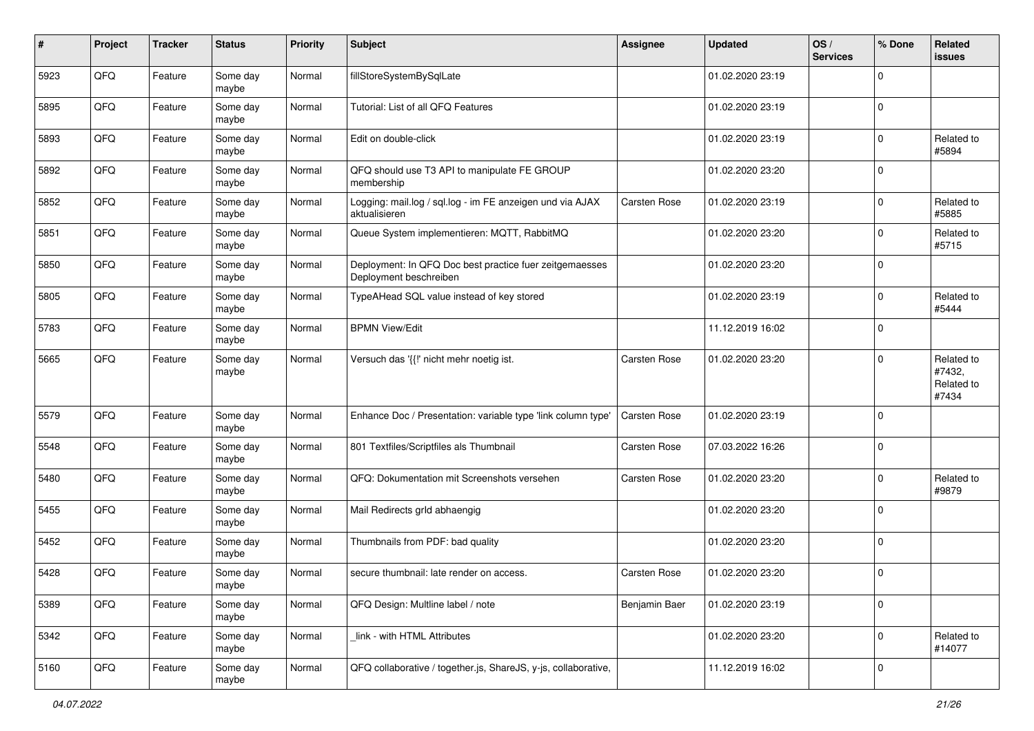| # | Project | Tracker | Status | Priority | Subject | Assignee | Updated | OS / Services | % Done | Related issues |
|---|---|---|---|---|---|---|---|---|---|---|
| 5923 | QFQ | Feature | Some day maybe | Normal | fillStoreSystemBySqlLate | | 01.02.2020 23:19 | | 0 | |
| 5895 | QFQ | Feature | Some day maybe | Normal | Tutorial: List of all QFQ Features | | 01.02.2020 23:19 | | 0 | |
| 5893 | QFQ | Feature | Some day maybe | Normal | Edit on double-click | | 01.02.2020 23:19 | | 0 | Related to #5894 |
| 5892 | QFQ | Feature | Some day maybe | Normal | QFQ should use T3 API to manipulate FE GROUP membership | | 01.02.2020 23:20 | | 0 | |
| 5852 | QFQ | Feature | Some day maybe | Normal | Logging: mail.log / sql.log - im FE anzeigen und via AJAX aktualisieren | Carsten Rose | 01.02.2020 23:19 | | 0 | Related to #5885 |
| 5851 | QFQ | Feature | Some day maybe | Normal | Queue System implementieren: MQTT, RabbitMQ | | 01.02.2020 23:20 | | 0 | Related to #5715 |
| 5850 | QFQ | Feature | Some day maybe | Normal | Deployment: In QFQ Doc best practice fuer zeitgemaesses Deployment beschreiben | | 01.02.2020 23:20 | | 0 | |
| 5805 | QFQ | Feature | Some day maybe | Normal | TypeAHead SQL value instead of key stored | | 01.02.2020 23:19 | | 0 | Related to #5444 |
| 5783 | QFQ | Feature | Some day maybe | Normal | BPMN View/Edit | | 11.12.2019 16:02 | | 0 | |
| 5665 | QFQ | Feature | Some day maybe | Normal | Versuch das '{{!' nicht mehr noetig ist. | Carsten Rose | 01.02.2020 23:20 | | 0 | Related to #7432, Related to #7434 |
| 5579 | QFQ | Feature | Some day maybe | Normal | Enhance Doc / Presentation: variable type 'link column type' | Carsten Rose | 01.02.2020 23:19 | | 0 | |
| 5548 | QFQ | Feature | Some day maybe | Normal | 801 Textfiles/Scriptfiles als Thumbnail | Carsten Rose | 07.03.2022 16:26 | | 0 | |
| 5480 | QFQ | Feature | Some day maybe | Normal | QFQ: Dokumentation mit Screenshots versehen | Carsten Rose | 01.02.2020 23:20 | | 0 | Related to #9879 |
| 5455 | QFQ | Feature | Some day maybe | Normal | Mail Redirects grId abhaengig | | 01.02.2020 23:20 | | 0 | |
| 5452 | QFQ | Feature | Some day maybe | Normal | Thumbnails from PDF: bad quality | | 01.02.2020 23:20 | | 0 | |
| 5428 | QFQ | Feature | Some day maybe | Normal | secure thumbnail: late render on access. | Carsten Rose | 01.02.2020 23:20 | | 0 | |
| 5389 | QFQ | Feature | Some day maybe | Normal | QFQ Design: Multline label / note | Benjamin Baer | 01.02.2020 23:19 | | 0 | |
| 5342 | QFQ | Feature | Some day maybe | Normal | _link - with HTML Attributes | | 01.02.2020 23:20 | | 0 | Related to #14077 |
| 5160 | QFQ | Feature | Some day maybe | Normal | QFQ collaborative / together.js, ShareJS, y-js, collaborative, | | 11.12.2019 16:02 | | 0 | |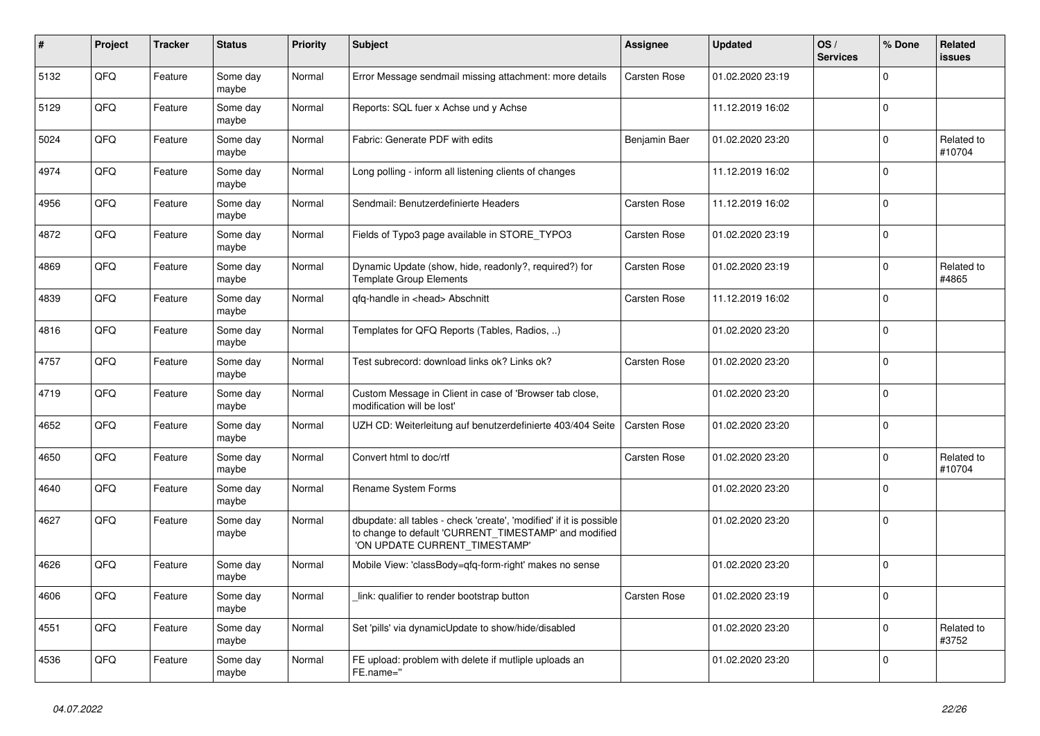| # | Project | Tracker | Status | Priority | Subject | Assignee | Updated | OS / Services | % Done | Related issues |
|---|---|---|---|---|---|---|---|---|---|---|
| 5132 | QFQ | Feature | Some day maybe | Normal | Error Message sendmail missing attachment: more details | Carsten Rose | 01.02.2020 23:19 | | 0 | |
| 5129 | QFQ | Feature | Some day maybe | Normal | Reports: SQL fuer x Achse und y Achse | | 11.12.2019 16:02 | | 0 | |
| 5024 | QFQ | Feature | Some day maybe | Normal | Fabric: Generate PDF with edits | Benjamin Baer | 01.02.2020 23:20 | | 0 | Related to #10704 |
| 4974 | QFQ | Feature | Some day maybe | Normal | Long polling - inform all listening clients of changes | | 11.12.2019 16:02 | | 0 | |
| 4956 | QFQ | Feature | Some day maybe | Normal | Sendmail: Benutzerdefinierte Headers | Carsten Rose | 11.12.2019 16:02 | | 0 | |
| 4872 | QFQ | Feature | Some day maybe | Normal | Fields of Typo3 page available in STORE_TYPO3 | Carsten Rose | 01.02.2020 23:19 | | 0 | |
| 4869 | QFQ | Feature | Some day maybe | Normal | Dynamic Update (show, hide, readonly?, required?) for Template Group Elements | Carsten Rose | 01.02.2020 23:19 | | 0 | Related to #4865 |
| 4839 | QFQ | Feature | Some day maybe | Normal | qfq-handle in <head> Abschnitt | Carsten Rose | 11.12.2019 16:02 | | 0 | |
| 4816 | QFQ | Feature | Some day maybe | Normal | Templates for QFQ Reports (Tables, Radios, ..) | | 01.02.2020 23:20 | | 0 | |
| 4757 | QFQ | Feature | Some day maybe | Normal | Test subrecord: download links ok? Links ok? | Carsten Rose | 01.02.2020 23:20 | | 0 | |
| 4719 | QFQ | Feature | Some day maybe | Normal | Custom Message in Client in case of 'Browser tab close, modification will be lost' | | 01.02.2020 23:20 | | 0 | |
| 4652 | QFQ | Feature | Some day maybe | Normal | UZH CD: Weiterleitung auf benutzerdefinierte 403/404 Seite | Carsten Rose | 01.02.2020 23:20 | | 0 | |
| 4650 | QFQ | Feature | Some day maybe | Normal | Convert html to doc/rtf | Carsten Rose | 01.02.2020 23:20 | | 0 | Related to #10704 |
| 4640 | QFQ | Feature | Some day maybe | Normal | Rename System Forms | | 01.02.2020 23:20 | | 0 | |
| 4627 | QFQ | Feature | Some day maybe | Normal | dbupdate: all tables - check 'create', 'modified' if it is possible to change to default 'CURRENT_TIMESTAMP' and modified 'ON UPDATE CURRENT_TIMESTAMP' | | 01.02.2020 23:20 | | 0 | |
| 4626 | QFQ | Feature | Some day maybe | Normal | Mobile View: 'classBody=qfq-form-right' makes no sense | | 01.02.2020 23:20 | | 0 | |
| 4606 | QFQ | Feature | Some day maybe | Normal | _link: qualifier to render bootstrap button | Carsten Rose | 01.02.2020 23:19 | | 0 | |
| 4551 | QFQ | Feature | Some day maybe | Normal | Set 'pills' via dynamicUpdate to show/hide/disabled | | 01.02.2020 23:20 | | 0 | Related to #3752 |
| 4536 | QFQ | Feature | Some day maybe | Normal | FE upload: problem with delete if mutliple uploads an FE.name='' | | 01.02.2020 23:20 | | 0 | |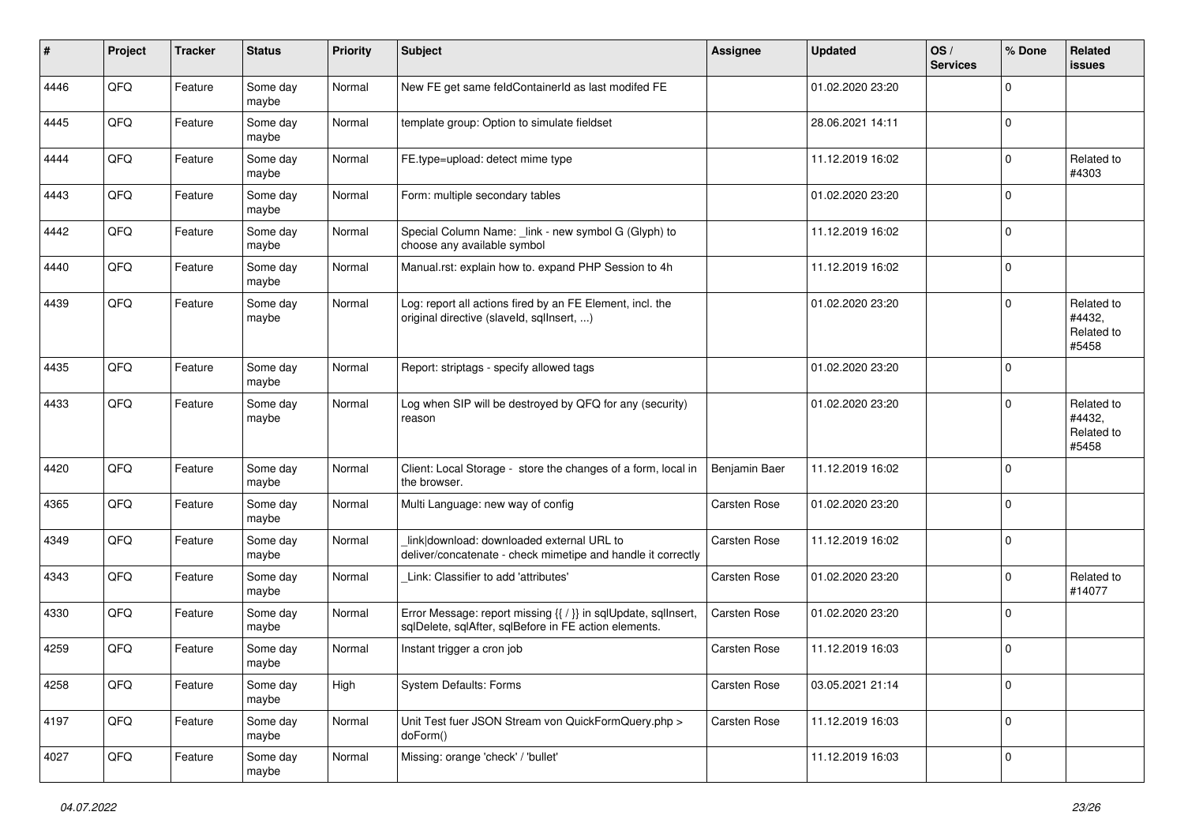| # | Project | Tracker | Status | Priority | Subject | Assignee | Updated | OS / Services | % Done | Related issues |
|---|---|---|---|---|---|---|---|---|---|---|
| 4446 | QFQ | Feature | Some day maybe | Normal | New FE get same feldContainerId as last modifed FE |  | 01.02.2020 23:20 |  | 0 |  |
| 4445 | QFQ | Feature | Some day maybe | Normal | template group: Option to simulate fieldset |  | 28.06.2021 14:11 |  | 0 |  |
| 4444 | QFQ | Feature | Some day maybe | Normal | FE.type=upload: detect mime type |  | 11.12.2019 16:02 |  | 0 | Related to #4303 |
| 4443 | QFQ | Feature | Some day maybe | Normal | Form: multiple secondary tables |  | 01.02.2020 23:20 |  | 0 |  |
| 4442 | QFQ | Feature | Some day maybe | Normal | Special Column Name: _link - new symbol G (Glyph) to choose any available symbol |  | 11.12.2019 16:02 |  | 0 |  |
| 4440 | QFQ | Feature | Some day maybe | Normal | Manual.rst: explain how to. expand PHP Session to 4h |  | 11.12.2019 16:02 |  | 0 |  |
| 4439 | QFQ | Feature | Some day maybe | Normal | Log: report all actions fired by an FE Element, incl. the original directive (slaveId, sqlInsert, ...) |  | 01.02.2020 23:20 |  | 0 | Related to #4432, Related to #5458 |
| 4435 | QFQ | Feature | Some day maybe | Normal | Report: striptags - specify allowed tags |  | 01.02.2020 23:20 |  | 0 |  |
| 4433 | QFQ | Feature | Some day maybe | Normal | Log when SIP will be destroyed by QFQ for any (security) reason |  | 01.02.2020 23:20 |  | 0 | Related to #4432, Related to #5458 |
| 4420 | QFQ | Feature | Some day maybe | Normal | Client: Local Storage - store the changes of a form, local in the browser. | Benjamin Baer | 11.12.2019 16:02 |  | 0 |  |
| 4365 | QFQ | Feature | Some day maybe | Normal | Multi Language: new way of config | Carsten Rose | 01.02.2020 23:20 |  | 0 |  |
| 4349 | QFQ | Feature | Some day maybe | Normal | _link\|download: downloaded external URL to deliver/concatenate - check mimetipe and handle it correctly | Carsten Rose | 11.12.2019 16:02 |  | 0 |  |
| 4343 | QFQ | Feature | Some day maybe | Normal | _Link: Classifier to add 'attributes' | Carsten Rose | 01.02.2020 23:20 |  | 0 | Related to #14077 |
| 4330 | QFQ | Feature | Some day maybe | Normal | Error Message: report missing {{ / }} in sqlUpdate, sqlInsert, sqlDelete, sqlAfter, sqlBefore in FE action elements. | Carsten Rose | 01.02.2020 23:20 |  | 0 |  |
| 4259 | QFQ | Feature | Some day maybe | Normal | Instant trigger a cron job | Carsten Rose | 11.12.2019 16:03 |  | 0 |  |
| 4258 | QFQ | Feature | Some day maybe | High | System Defaults: Forms | Carsten Rose | 03.05.2021 21:14 |  | 0 |  |
| 4197 | QFQ | Feature | Some day maybe | Normal | Unit Test fuer JSON Stream von QuickFormQuery.php > doForm() | Carsten Rose | 11.12.2019 16:03 |  | 0 |  |
| 4027 | QFQ | Feature | Some day maybe | Normal | Missing: orange 'check' / 'bullet' |  | 11.12.2019 16:03 |  | 0 |  |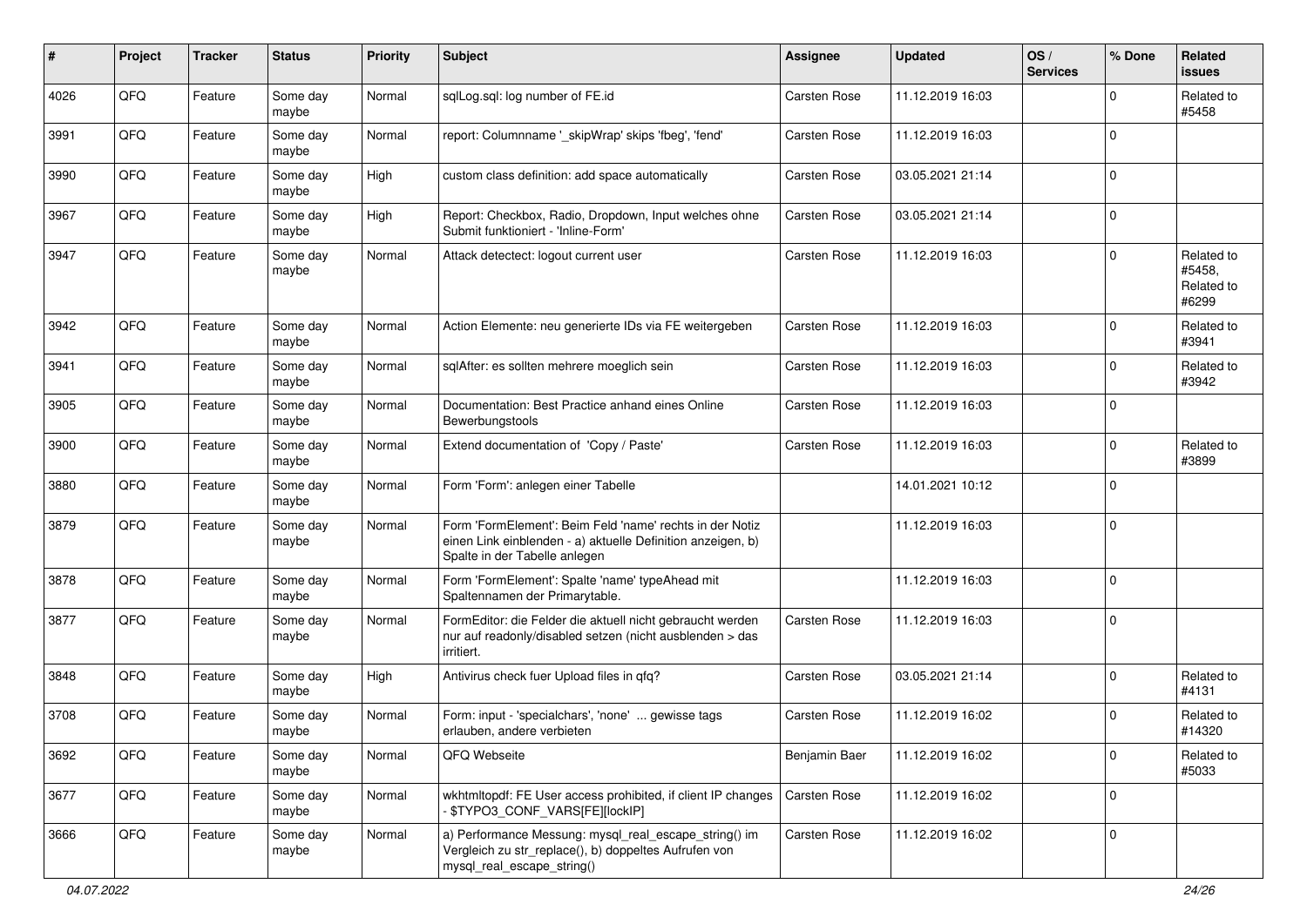| # | Project | Tracker | Status | Priority | Subject | Assignee | Updated | OS / Services | % Done | Related issues |
|---|---|---|---|---|---|---|---|---|---|---|
| 4026 | QFQ | Feature | Some day maybe | Normal | sqlLog.sql: log number of FE.id | Carsten Rose | 11.12.2019 16:03 | | 0 | Related to #5458 |
| 3991 | QFQ | Feature | Some day maybe | Normal | report: Columnname '_skipWrap' skips 'fbeg', 'fend' | Carsten Rose | 11.12.2019 16:03 | | 0 | |
| 3990 | QFQ | Feature | Some day maybe | High | custom class definition: add space automatically | Carsten Rose | 03.05.2021 21:14 | | 0 | |
| 3967 | QFQ | Feature | Some day maybe | High | Report: Checkbox, Radio, Dropdown, Input welches ohne Submit funktioniert - 'Inline-Form' | Carsten Rose | 03.05.2021 21:14 | | 0 | |
| 3947 | QFQ | Feature | Some day maybe | Normal | Attack detectect: logout current user | Carsten Rose | 11.12.2019 16:03 | | 0 | Related to #5458, Related to #6299 |
| 3942 | QFQ | Feature | Some day maybe | Normal | Action Elemente: neu generierte IDs via FE weitergeben | Carsten Rose | 11.12.2019 16:03 | | 0 | Related to #3941 |
| 3941 | QFQ | Feature | Some day maybe | Normal | sqlAfter: es sollten mehrere moeglich sein | Carsten Rose | 11.12.2019 16:03 | | 0 | Related to #3942 |
| 3905 | QFQ | Feature | Some day maybe | Normal | Documentation: Best Practice anhand eines Online Bewerbungstools | Carsten Rose | 11.12.2019 16:03 | | 0 | |
| 3900 | QFQ | Feature | Some day maybe | Normal | Extend documentation of 'Copy / Paste' | Carsten Rose | 11.12.2019 16:03 | | 0 | Related to #3899 |
| 3880 | QFQ | Feature | Some day maybe | Normal | Form 'Form': anlegen einer Tabelle | | 14.01.2021 10:12 | | 0 | |
| 3879 | QFQ | Feature | Some day maybe | Normal | Form 'FormElement': Beim Feld 'name' rechts in der Notiz einen Link einblenden - a) aktuelle Definition anzeigen, b) Spalte in der Tabelle anlegen | | 11.12.2019 16:03 | | 0 | |
| 3878 | QFQ | Feature | Some day maybe | Normal | Form 'FormElement': Spalte 'name' typeAhead mit Spaltennamen der Primarytable. | | 11.12.2019 16:03 | | 0 | |
| 3877 | QFQ | Feature | Some day maybe | Normal | FormEditor: die Felder die aktuell nicht gebraucht werden nur auf readonly/disabled setzen (nicht ausblenden > das irritiert. | Carsten Rose | 11.12.2019 16:03 | | 0 | |
| 3848 | QFQ | Feature | Some day maybe | High | Antivirus check fuer Upload files in qfq? | Carsten Rose | 03.05.2021 21:14 | | 0 | Related to #4131 |
| 3708 | QFQ | Feature | Some day maybe | Normal | Form: input - 'specialchars', 'none' ... gewisse tags erlauben, andere verbieten | Carsten Rose | 11.12.2019 16:02 | | 0 | Related to #14320 |
| 3692 | QFQ | Feature | Some day maybe | Normal | QFQ Webseite | Benjamin Baer | 11.12.2019 16:02 | | 0 | Related to #5033 |
| 3677 | QFQ | Feature | Some day maybe | Normal | wkhtmltopdf: FE User access prohibited, if client IP changes - $TYPO3_CONF_VARS[FE][lockIP] | Carsten Rose | 11.12.2019 16:02 | | 0 | |
| 3666 | QFQ | Feature | Some day maybe | Normal | a) Performance Messung: mysql_real_escape_string() im Vergleich zu str_replace(), b) doppeltes Aufrufen von mysql_real_escape_string() | Carsten Rose | 11.12.2019 16:02 | | 0 | |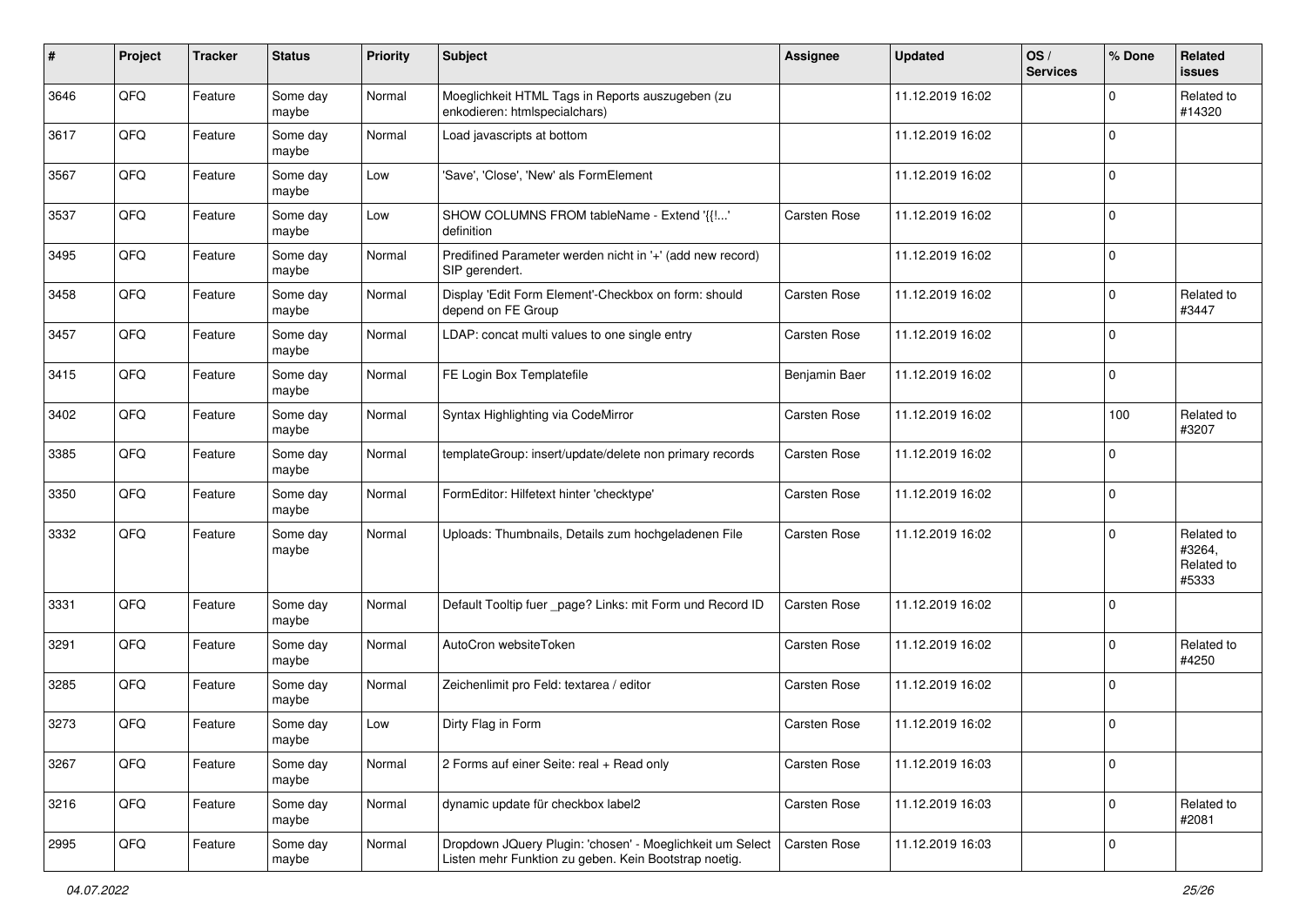| # | Project | Tracker | Status | Priority | Subject | Assignee | Updated | OS / Services | % Done | Related issues |
|---|---|---|---|---|---|---|---|---|---|---|
| 3646 | QFQ | Feature | Some day maybe | Normal | Moeglichkeit HTML Tags in Reports auszugeben (zu enkodieren: htmlspecialchars) | | 11.12.2019 16:02 | | 0 | Related to #14320 |
| 3617 | QFQ | Feature | Some day maybe | Normal | Load javascripts at bottom | | 11.12.2019 16:02 | | 0 | |
| 3567 | QFQ | Feature | Some day maybe | Low | 'Save', 'Close', 'New' als FormElement | | 11.12.2019 16:02 | | 0 | |
| 3537 | QFQ | Feature | Some day maybe | Low | SHOW COLUMNS FROM tableName - Extend '{{!...' definition | Carsten Rose | 11.12.2019 16:02 | | 0 | |
| 3495 | QFQ | Feature | Some day maybe | Normal | Predifined Parameter werden nicht in '+' (add new record) SIP gerendert. | | 11.12.2019 16:02 | | 0 | |
| 3458 | QFQ | Feature | Some day maybe | Normal | Display 'Edit Form Element'-Checkbox on form: should depend on FE Group | Carsten Rose | 11.12.2019 16:02 | | 0 | Related to #3447 |
| 3457 | QFQ | Feature | Some day maybe | Normal | LDAP: concat multi values to one single entry | Carsten Rose | 11.12.2019 16:02 | | 0 | |
| 3415 | QFQ | Feature | Some day maybe | Normal | FE Login Box Templatefile | Benjamin Baer | 11.12.2019 16:02 | | 0 | |
| 3402 | QFQ | Feature | Some day maybe | Normal | Syntax Highlighting via CodeMirror | Carsten Rose | 11.12.2019 16:02 | | 100 | Related to #3207 |
| 3385 | QFQ | Feature | Some day maybe | Normal | templateGroup: insert/update/delete non primary records | Carsten Rose | 11.12.2019 16:02 | | 0 | |
| 3350 | QFQ | Feature | Some day maybe | Normal | FormEditor: Hilfetext hinter 'checktype' | Carsten Rose | 11.12.2019 16:02 | | 0 | |
| 3332 | QFQ | Feature | Some day maybe | Normal | Uploads: Thumbnails, Details zum hochgeladenen File | Carsten Rose | 11.12.2019 16:02 | | 0 | Related to #3264, Related to #5333 |
| 3331 | QFQ | Feature | Some day maybe | Normal | Default Tooltip fuer _page? Links: mit Form und Record ID | Carsten Rose | 11.12.2019 16:02 | | 0 | |
| 3291 | QFQ | Feature | Some day maybe | Normal | AutoCron websiteToken | Carsten Rose | 11.12.2019 16:02 | | 0 | Related to #4250 |
| 3285 | QFQ | Feature | Some day maybe | Normal | Zeichenlimit pro Feld: textarea / editor | Carsten Rose | 11.12.2019 16:02 | | 0 | |
| 3273 | QFQ | Feature | Some day maybe | Low | Dirty Flag in Form | Carsten Rose | 11.12.2019 16:02 | | 0 | |
| 3267 | QFQ | Feature | Some day maybe | Normal | 2 Forms auf einer Seite: real + Read only | Carsten Rose | 11.12.2019 16:03 | | 0 | |
| 3216 | QFQ | Feature | Some day maybe | Normal | dynamic update für checkbox label2 | Carsten Rose | 11.12.2019 16:03 | | 0 | Related to #2081 |
| 2995 | QFQ | Feature | Some day maybe | Normal | Dropdown JQuery Plugin: 'chosen' - Moeglichkeit um Select Listen mehr Funktion zu geben. Kein Bootstrap noetig. | Carsten Rose | 11.12.2019 16:03 | | 0 | |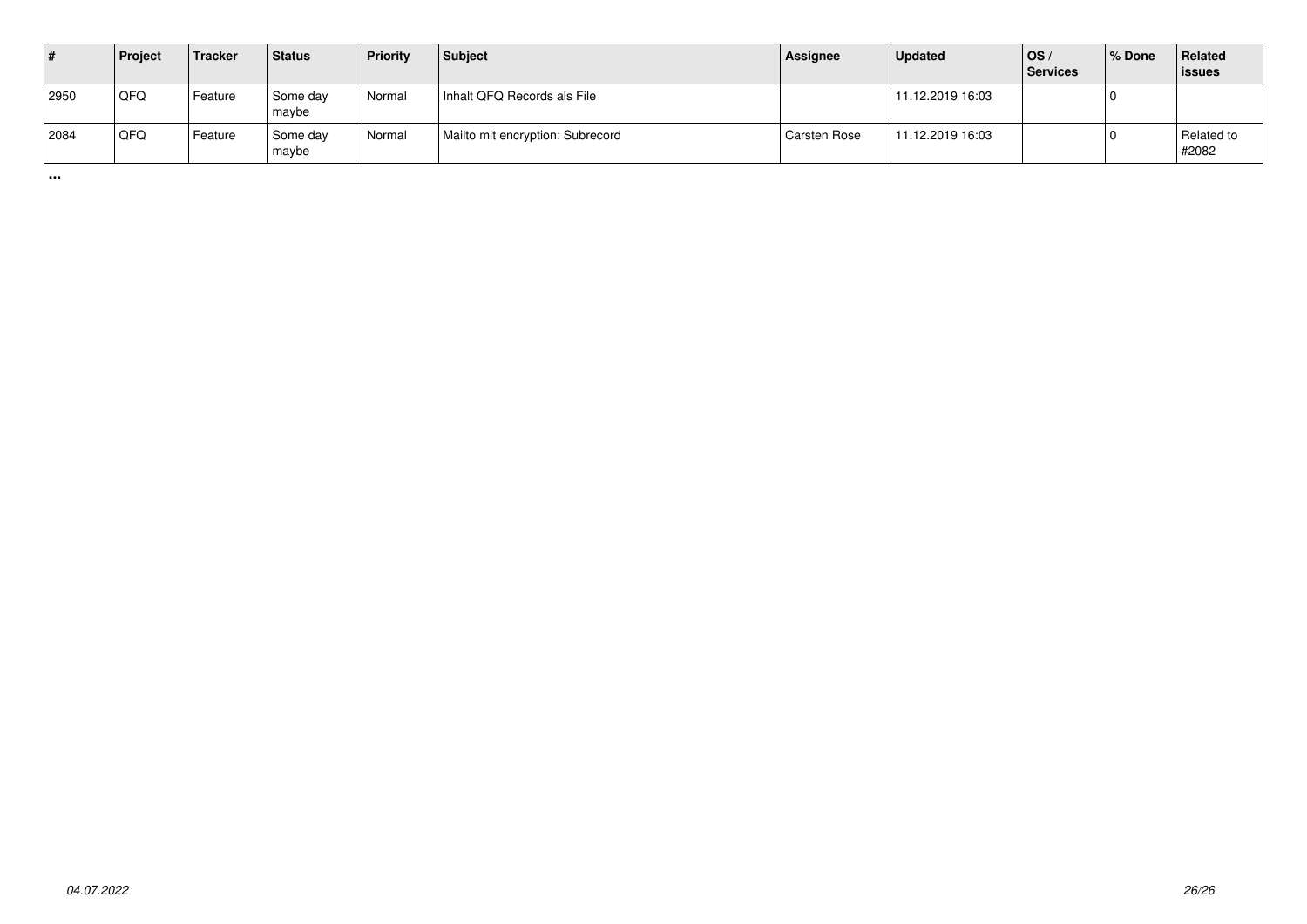| # | Project | Tracker | Status | Priority | Subject | Assignee | Updated | OS / Services | % Done | Related issues |
|---|---|---|---|---|---|---|---|---|---|---|
| 2950 | QFQ | Feature | Some day maybe | Normal | Inhalt QFQ Records als File | | 11.12.2019 16:03 | | 0 | |
| 2084 | QFQ | Feature | Some day maybe | Normal | Mailto mit encryption: Subrecord | Carsten Rose | 11.12.2019 16:03 | | 0 | Related to #2082 |

**...**